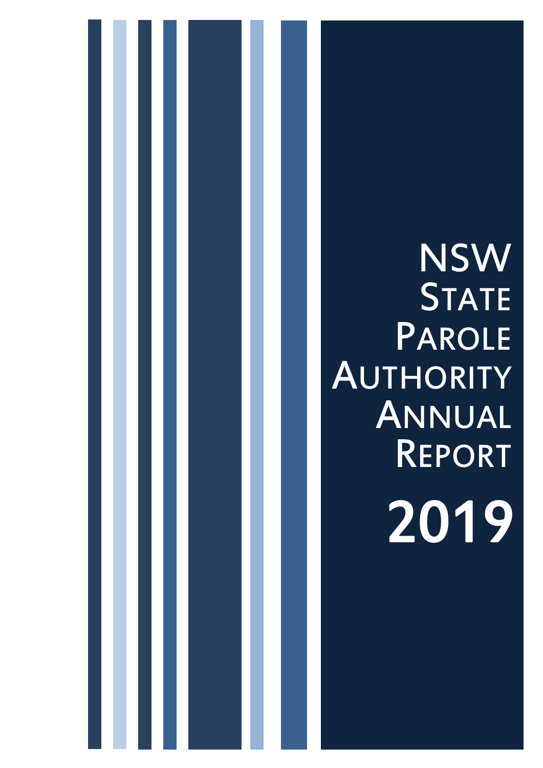# NSW State Parole Authority Annual Report

# 2019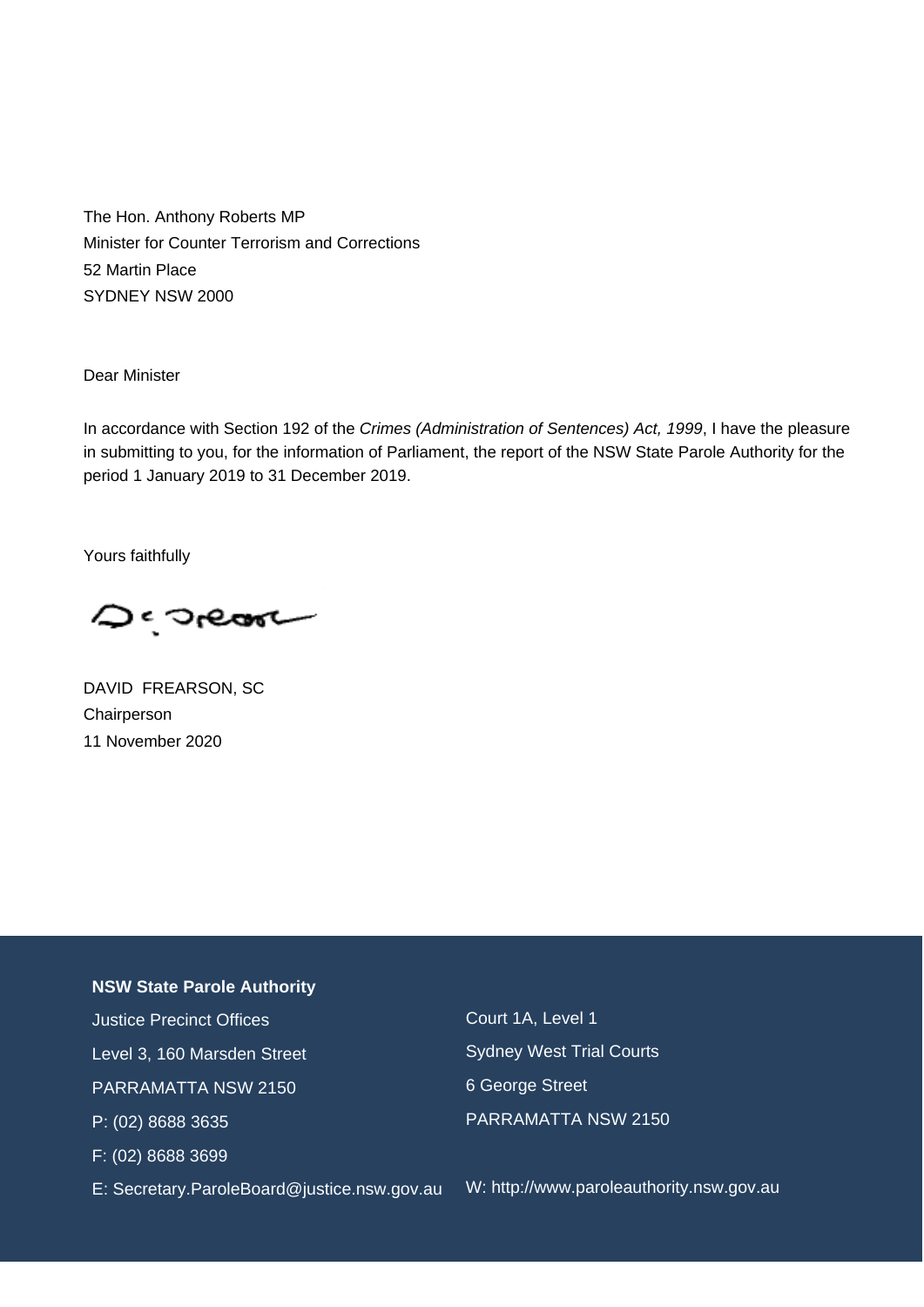The Hon. Anthony Roberts MP
Minister for Counter Terrorism and Corrections
52 Martin Place
SYDNEY NSW 2000

Dear Minister

In accordance with Section 192 of the *Crimes (Administration of Sentences) Act, 1999*, I have the pleasure in submitting to you, for the information of Parliament, the report of the NSW State Parole Authority for the period 1 January 2019 to 31 December 2019.

Yours faithfully

DAVID FREARSON, SC
Chairperson
11 November 2020

**NSW State Parole Authority**

Justice Precinct Offices
Level 3, 160 Marsden Street
PARRAMATTA NSW 2150
P: (02) 8688 3635
F: (02) 8688 3699
E: Secretary.ParoleBoard@justice.nsw.gov.au

Court 1A, Level 1
Sydney West Trial Courts
6 George Street
PARRAMATTA NSW 2150

W: http://www.paroleauthority.nsw.gov.au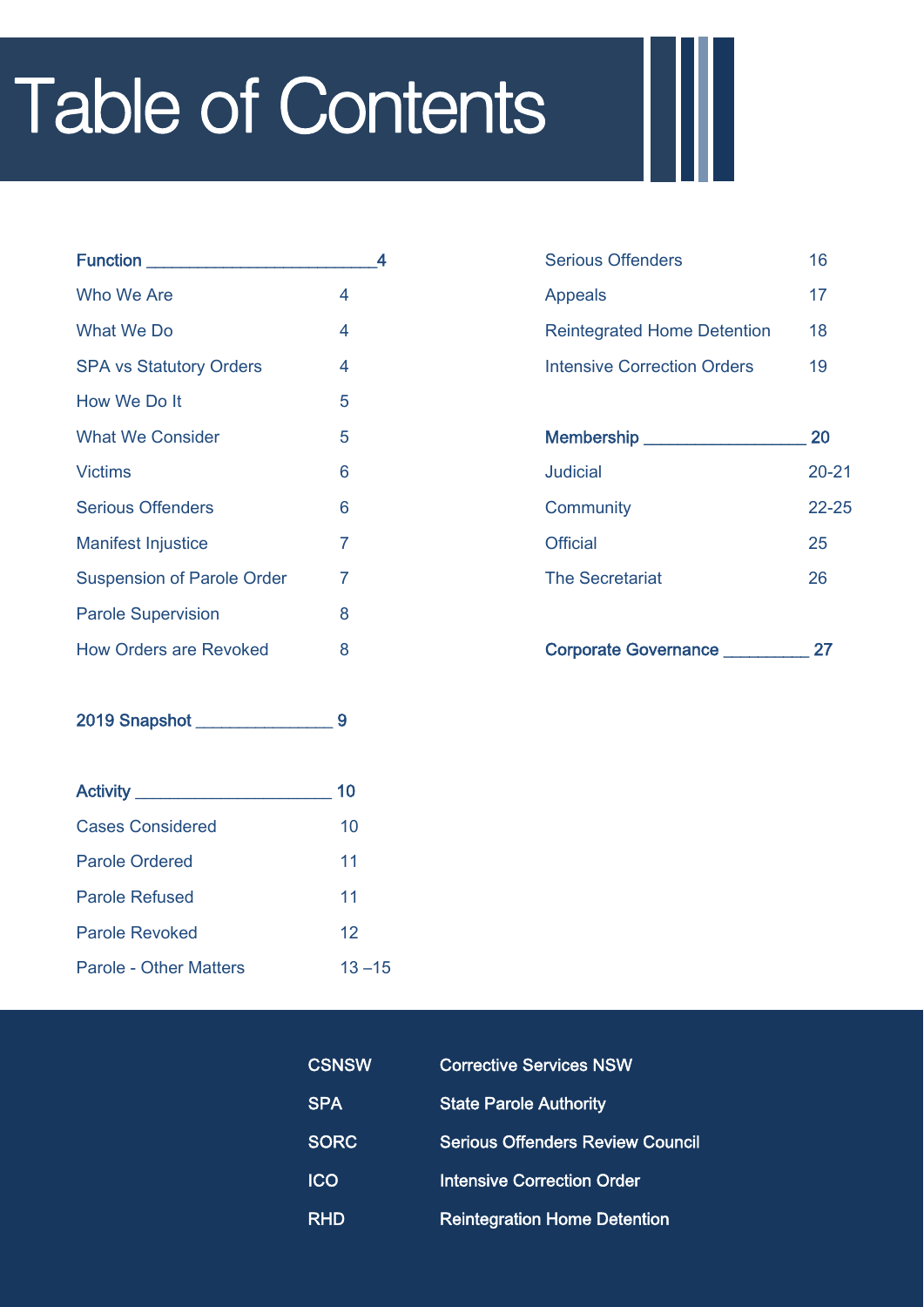# Table of Contents

| Section | Page |
|---|---|
| **Function** | **4** |
| Who We Are | 4 |
| What We Do | 4 |
| SPA vs Statutory Orders | 4 |
| How We Do It | 5 |
| What We Consider | 5 |
| Victims | 6 |
| Serious Offenders | 6 |
| Manifest Injustice | 7 |
| Suspension of Parole Order | 7 |
| Parole Supervision | 8 |
| How Orders are Revoked | 8 |
| **2019 Snapshot** | **9** |
| **Activity** | **10** |
| Cases Considered | 10 |
| Parole Ordered | 11 |
| Parole Refused | 11 |
| Parole Revoked | 12 |
| Parole - Other Matters | 13 –15 |
| Serious Offenders | 16 |
| Appeals | 17 |
| Reintegrated Home Detention | 18 |
| Intensive Correction Orders | 19 |
| **Membership** | **20** |
| Judicial | 20-21 |
| Community | 22-25 |
| Official | 25 |
| The Secretariat | 26 |
| **Corporate Governance** | **27** |

| Abbreviation | Meaning |
|---|---|
| **CSNSW** | **Corrective Services NSW** |
| **SPA** | **State Parole Authority** |
| **SORC** | **Serious Offenders Review Council** |
| **ICO** | **Intensive Correction Order** |
| **RHD** | **Reintegration Home Detention** |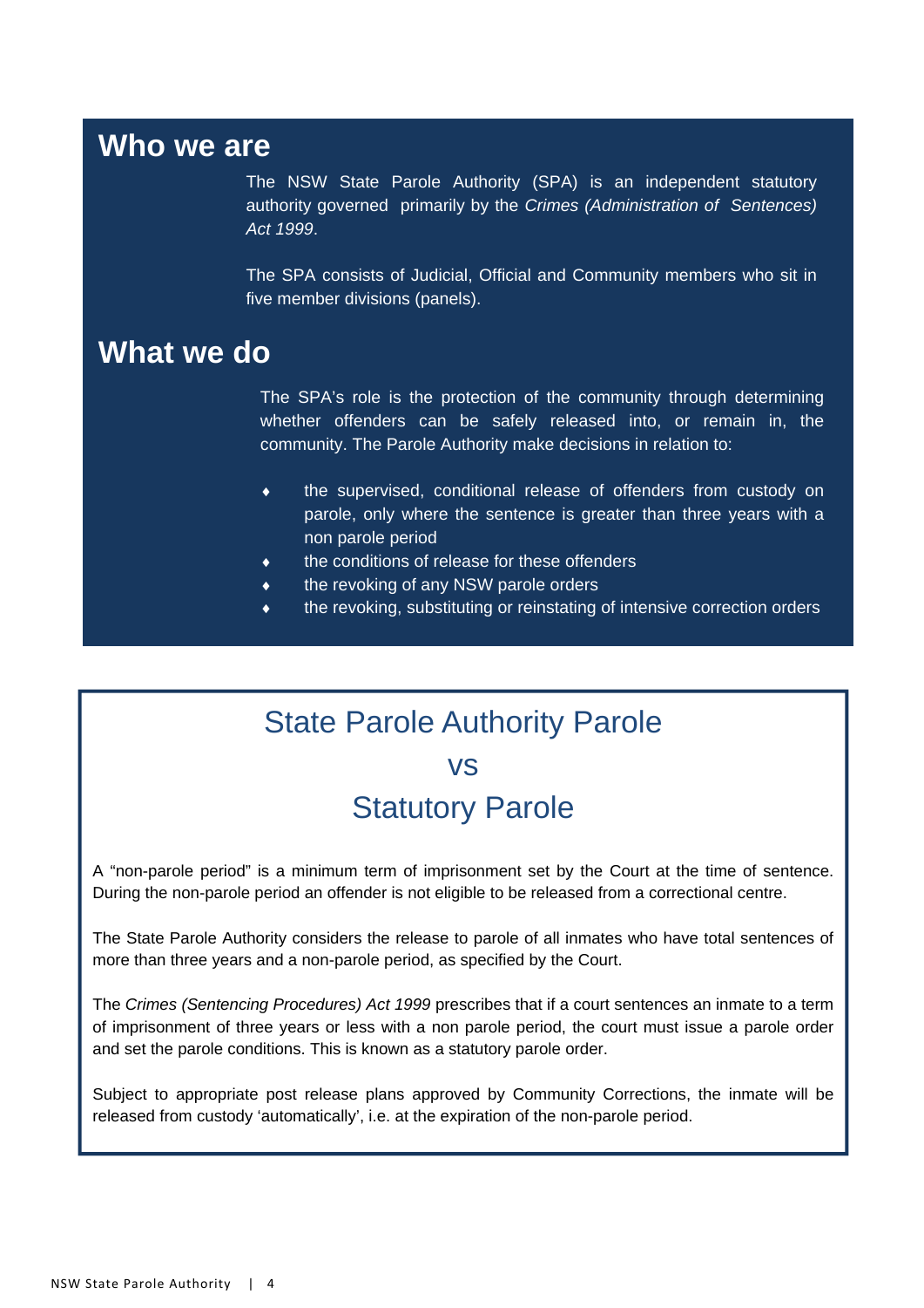## Who we are

The NSW State Parole Authority (SPA) is an independent statutory authority governed primarily by the *Crimes (Administration of Sentences) Act 1999*.

The SPA consists of Judicial, Official and Community members who sit in five member divisions (panels).

## What we do

The SPA's role is the protection of the community through determining whether offenders can be safely released into, or remain in, the community. The Parole Authority make decisions in relation to:

- the supervised, conditional release of offenders from custody on parole, only where the sentence is greater than three years with a non parole period
- the conditions of release for these offenders
- the revoking of any NSW parole orders
- the revoking, substituting or reinstating of intensive correction orders

## State Parole Authority Parole vs Statutory Parole

A "non-parole period" is a minimum term of imprisonment set by the Court at the time of sentence. During the non-parole period an offender is not eligible to be released from a correctional centre.

The State Parole Authority considers the release to parole of all inmates who have total sentences of more than three years and a non-parole period, as specified by the Court.

The *Crimes (Sentencing Procedures) Act 1999* prescribes that if a court sentences an inmate to a term of imprisonment of three years or less with a non parole period, the court must issue a parole order and set the parole conditions. This is known as a statutory parole order.

Subject to appropriate post release plans approved by Community Corrections, the inmate will be released from custody 'automatically', i.e. at the expiration of the non-parole period.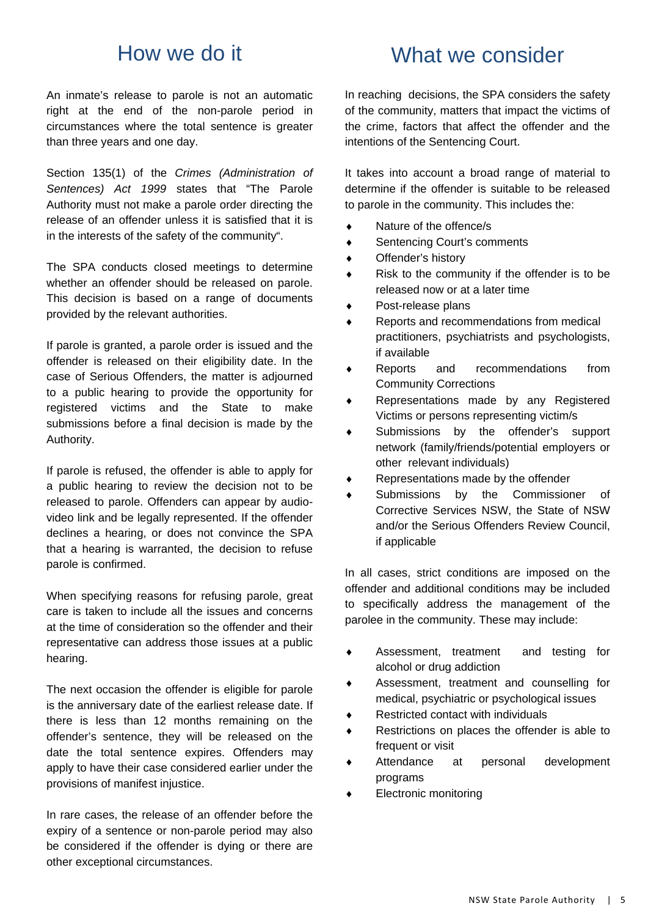## How we do it

An inmate's release to parole is not an automatic right at the end of the non-parole period in circumstances where the total sentence is greater than three years and one day.

Section 135(1) of the *Crimes (Administration of Sentences) Act 1999* states that "The Parole Authority must not make a parole order directing the release of an offender unless it is satisfied that it is in the interests of the safety of the community".

The SPA conducts closed meetings to determine whether an offender should be released on parole. This decision is based on a range of documents provided by the relevant authorities.

If parole is granted, a parole order is issued and the offender is released on their eligibility date. In the case of Serious Offenders, the matter is adjourned to a public hearing to provide the opportunity for registered victims and the State to make submissions before a final decision is made by the Authority.

If parole is refused, the offender is able to apply for a public hearing to review the decision not to be released to parole. Offenders can appear by audio-video link and be legally represented. If the offender declines a hearing, or does not convince the SPA that a hearing is warranted, the decision to refuse parole is confirmed.

When specifying reasons for refusing parole, great care is taken to include all the issues and concerns at the time of consideration so the offender and their representative can address those issues at a public hearing.

The next occasion the offender is eligible for parole is the anniversary date of the earliest release date. If there is less than 12 months remaining on the offender's sentence, they will be released on the date the total sentence expires. Offenders may apply to have their case considered earlier under the provisions of manifest injustice.

In rare cases, the release of an offender before the expiry of a sentence or non-parole period may also be considered if the offender is dying or there are other exceptional circumstances.

## What we consider

In reaching decisions, the SPA considers the safety of the community, matters that impact the victims of the crime, factors that affect the offender and the intentions of the Sentencing Court.

It takes into account a broad range of material to determine if the offender is suitable to be released to parole in the community. This includes the:

- Nature of the offence/s
- Sentencing Court's comments
- Offender's history
- Risk to the community if the offender is to be released now or at a later time
- Post-release plans
- Reports and recommendations from medical practitioners, psychiatrists and psychologists, if available
- Reports and recommendations from Community Corrections
- Representations made by any Registered Victims or persons representing victim/s
- Submissions by the offender's support network (family/friends/potential employers or other relevant individuals)
- Representations made by the offender
- Submissions by the Commissioner of Corrective Services NSW, the State of NSW and/or the Serious Offenders Review Council, if applicable

In all cases, strict conditions are imposed on the offender and additional conditions may be included to specifically address the management of the parolee in the community. These may include:

- Assessment, treatment and testing for alcohol or drug addiction
- Assessment, treatment and counselling for medical, psychiatric or psychological issues
- Restricted contact with individuals
- Restrictions on places the offender is able to frequent or visit
- Attendance at personal development programs
- Electronic monitoring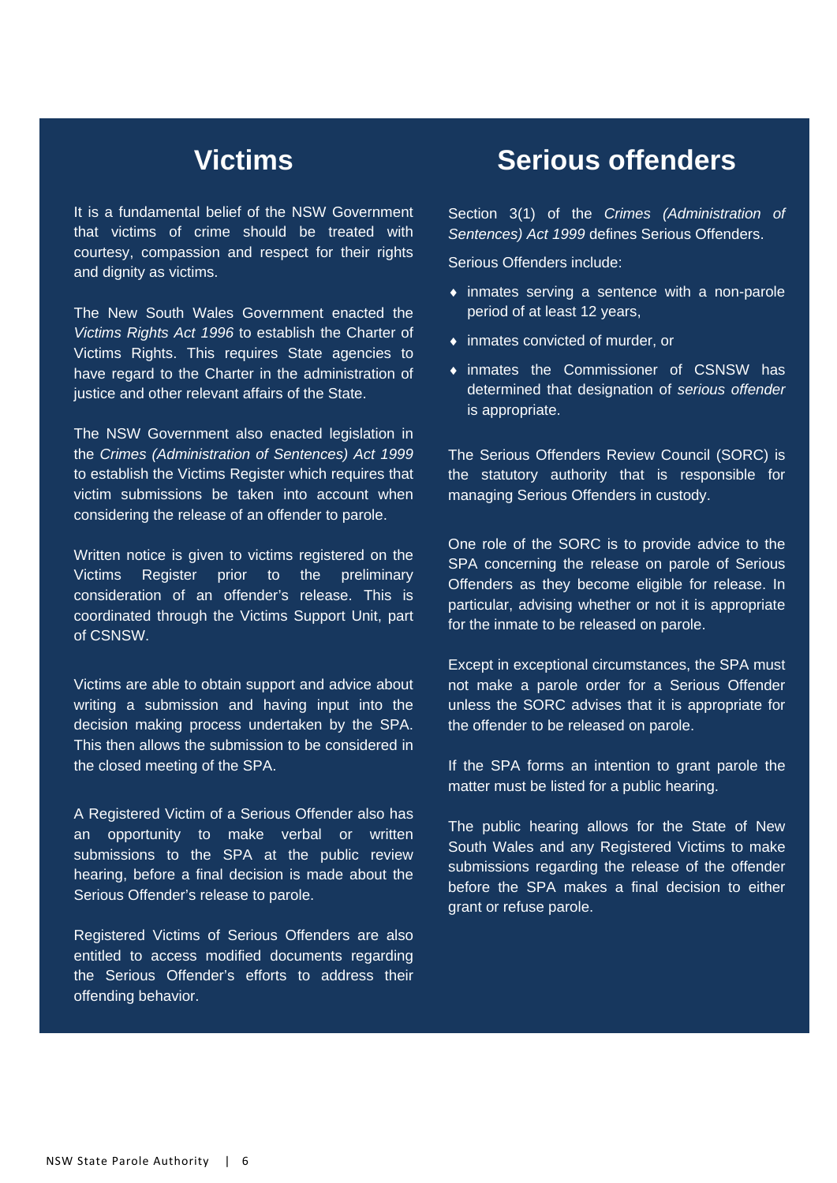## Victims

It is a fundamental belief of the NSW Government that victims of crime should be treated with courtesy, compassion and respect for their rights and dignity as victims.

The New South Wales Government enacted the *Victims Rights Act 1996* to establish the Charter of Victims Rights. This requires State agencies to have regard to the Charter in the administration of justice and other relevant affairs of the State.

The NSW Government also enacted legislation in the *Crimes (Administration of Sentences) Act 1999* to establish the Victims Register which requires that victim submissions be taken into account when considering the release of an offender to parole.

Written notice is given to victims registered on the Victims Register prior to the preliminary consideration of an offender's release. This is coordinated through the Victims Support Unit, part of CSNSW.

Victims are able to obtain support and advice about writing a submission and having input into the decision making process undertaken by the SPA. This then allows the submission to be considered in the closed meeting of the SPA.

A Registered Victim of a Serious Offender also has an opportunity to make verbal or written submissions to the SPA at the public review hearing, before a final decision is made about the Serious Offender's release to parole.

Registered Victims of Serious Offenders are also entitled to access modified documents regarding the Serious Offender's efforts to address their offending behavior.

## Serious offenders

Section 3(1) of the *Crimes (Administration of Sentences) Act 1999* defines Serious Offenders.

Serious Offenders include:

- inmates serving a sentence with a non-parole period of at least 12 years,
- inmates convicted of murder, or
- inmates the Commissioner of CSNSW has determined that designation of *serious offender* is appropriate.

The Serious Offenders Review Council (SORC) is the statutory authority that is responsible for managing Serious Offenders in custody.

One role of the SORC is to provide advice to the SPA concerning the release on parole of Serious Offenders as they become eligible for release. In particular, advising whether or not it is appropriate for the inmate to be released on parole.

Except in exceptional circumstances, the SPA must not make a parole order for a Serious Offender unless the SORC advises that it is appropriate for the offender to be released on parole.

If the SPA forms an intention to grant parole the matter must be listed for a public hearing.

The public hearing allows for the State of New South Wales and any Registered Victims to make submissions regarding the release of the offender before the SPA makes a final decision to either grant or refuse parole.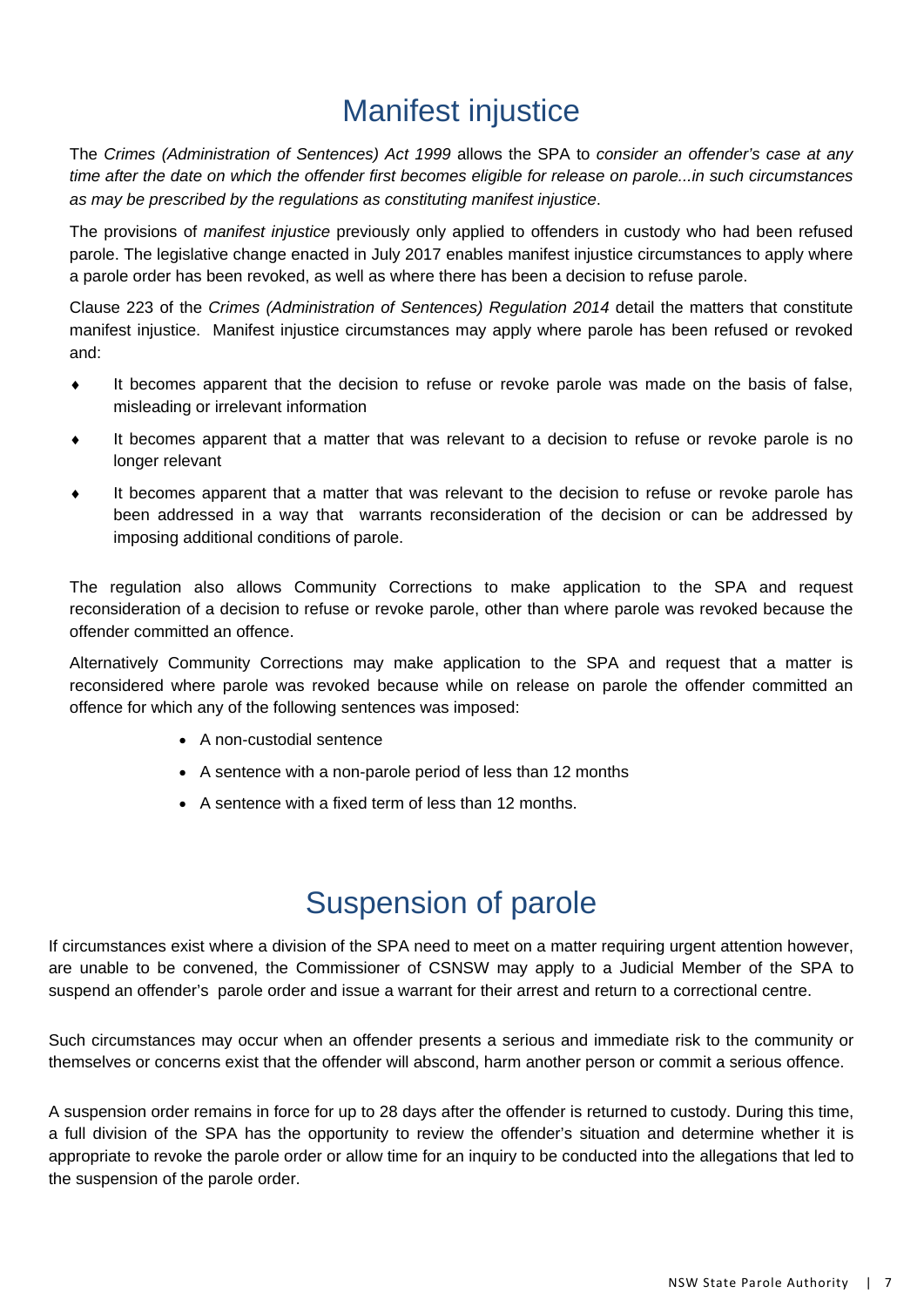# Manifest injustice

The *Crimes (Administration of Sentences) Act 1999* allows the SPA to *consider an offender's case at any time after the date on which the offender first becomes eligible for release on parole...in such circumstances as may be prescribed by the regulations as constituting manifest injustice*.

The provisions of *manifest injustice* previously only applied to offenders in custody who had been refused parole. The legislative change enacted in July 2017 enables manifest injustice circumstances to apply where a parole order has been revoked, as well as where there has been a decision to refuse parole.

Clause 223 of the *Crimes (Administration of Sentences) Regulation 2014* detail the matters that constitute manifest injustice. Manifest injustice circumstances may apply where parole has been refused or revoked and:

- It becomes apparent that the decision to refuse or revoke parole was made on the basis of false, misleading or irrelevant information
- It becomes apparent that a matter that was relevant to a decision to refuse or revoke parole is no longer relevant
- It becomes apparent that a matter that was relevant to the decision to refuse or revoke parole has been addressed in a way that warrants reconsideration of the decision or can be addressed by imposing additional conditions of parole.

The regulation also allows Community Corrections to make application to the SPA and request reconsideration of a decision to refuse or revoke parole, other than where parole was revoked because the offender committed an offence.

Alternatively Community Corrections may make application to the SPA and request that a matter is reconsidered where parole was revoked because while on release on parole the offender committed an offence for which any of the following sentences was imposed:

- A non-custodial sentence
- A sentence with a non-parole period of less than 12 months
- A sentence with a fixed term of less than 12 months.

# Suspension of parole

If circumstances exist where a division of the SPA need to meet on a matter requiring urgent attention however, are unable to be convened, the Commissioner of CSNSW may apply to a Judicial Member of the SPA to suspend an offender's parole order and issue a warrant for their arrest and return to a correctional centre.

Such circumstances may occur when an offender presents a serious and immediate risk to the community or themselves or concerns exist that the offender will abscond, harm another person or commit a serious offence.

A suspension order remains in force for up to 28 days after the offender is returned to custody. During this time, a full division of the SPA has the opportunity to review the offender's situation and determine whether it is appropriate to revoke the parole order or allow time for an inquiry to be conducted into the allegations that led to the suspension of the parole order.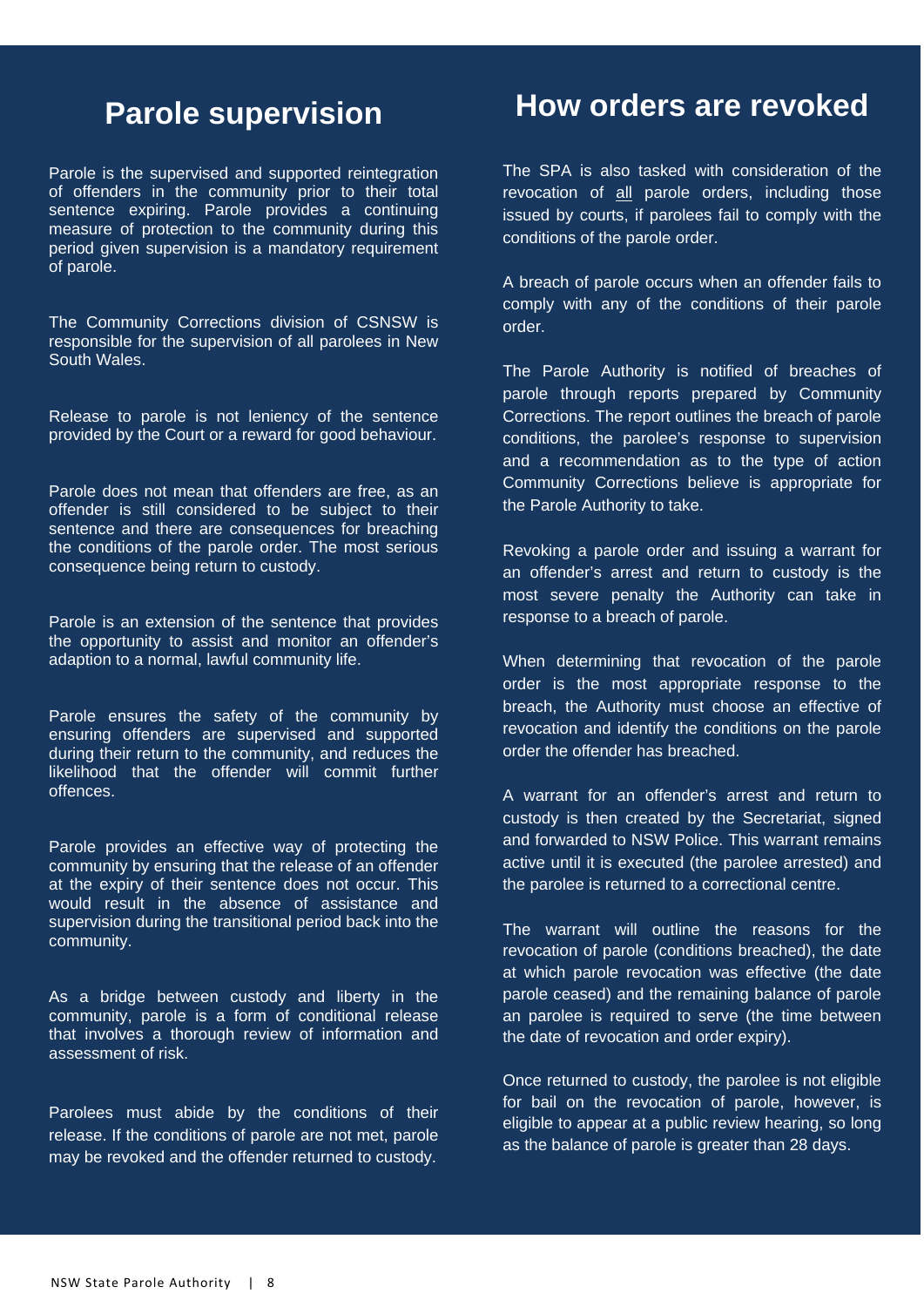## Parole supervision

Parole is the supervised and supported reintegration of offenders in the community prior to their total sentence expiring. Parole provides a continuing measure of protection to the community during this period given supervision is a mandatory requirement of parole.

The Community Corrections division of CSNSW is responsible for the supervision of all parolees in New South Wales.

Release to parole is not leniency of the sentence provided by the Court or a reward for good behaviour.

Parole does not mean that offenders are free, as an offender is still considered to be subject to their sentence and there are consequences for breaching the conditions of the parole order. The most serious consequence being return to custody.

Parole is an extension of the sentence that provides the opportunity to assist and monitor an offender's adaption to a normal, lawful community life.

Parole ensures the safety of the community by ensuring offenders are supervised and supported during their return to the community, and reduces the likelihood that the offender will commit further offences.

Parole provides an effective way of protecting the community by ensuring that the release of an offender at the expiry of their sentence does not occur. This would result in the absence of assistance and supervision during the transitional period back into the community.

As a bridge between custody and liberty in the community, parole is a form of conditional release that involves a thorough review of information and assessment of risk.

Parolees must abide by the conditions of their release. If the conditions of parole are not met, parole may be revoked and the offender returned to custody.

## How orders are revoked

The SPA is also tasked with consideration of the revocation of all parole orders, including those issued by courts, if parolees fail to comply with the conditions of the parole order.

A breach of parole occurs when an offender fails to comply with any of the conditions of their parole order.

The Parole Authority is notified of breaches of parole through reports prepared by Community Corrections. The report outlines the breach of parole conditions, the parolee's response to supervision and a recommendation as to the type of action Community Corrections believe is appropriate for the Parole Authority to take.

Revoking a parole order and issuing a warrant for an offender's arrest and return to custody is the most severe penalty the Authority can take in response to a breach of parole.

When determining that revocation of the parole order is the most appropriate response to the breach, the Authority must choose an effective of revocation and identify the conditions on the parole order the offender has breached.

A warrant for an offender's arrest and return to custody is then created by the Secretariat, signed and forwarded to NSW Police. This warrant remains active until it is executed (the parolee arrested) and the parolee is returned to a correctional centre.

The warrant will outline the reasons for the revocation of parole (conditions breached), the date at which parole revocation was effective (the date parole ceased) and the remaining balance of parole an parolee is required to serve (the time between the date of revocation and order expiry).

Once returned to custody, the parolee is not eligible for bail on the revocation of parole, however, is eligible to appear at a public review hearing, so long as the balance of parole is greater than 28 days.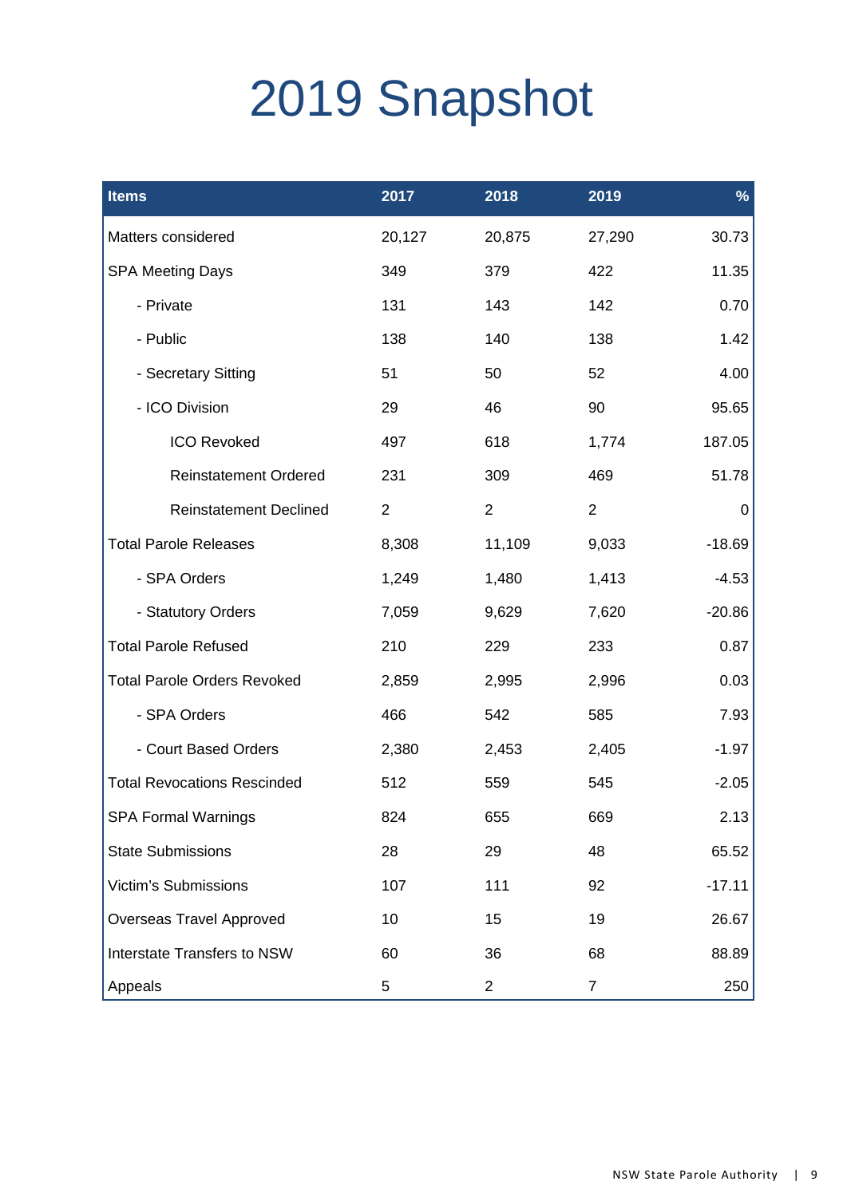# 2019 Snapshot

| Items | 2017 | 2018 | 2019 | % |
|---|---|---|---|---|
| Matters considered | 20,127 | 20,875 | 27,290 | 30.73 |
| SPA Meeting Days | 349 | 379 | 422 | 11.35 |
| - Private | 131 | 143 | 142 | 0.70 |
| - Public | 138 | 140 | 138 | 1.42 |
| - Secretary Sitting | 51 | 50 | 52 | 4.00 |
| - ICO Division | 29 | 46 | 90 | 95.65 |
| ICO Revoked | 497 | 618 | 1,774 | 187.05 |
| Reinstatement Ordered | 231 | 309 | 469 | 51.78 |
| Reinstatement Declined | 2 | 2 | 2 | 0 |
| Total Parole Releases | 8,308 | 11,109 | 9,033 | -18.69 |
| - SPA Orders | 1,249 | 1,480 | 1,413 | -4.53 |
| - Statutory Orders | 7,059 | 9,629 | 7,620 | -20.86 |
| Total Parole Refused | 210 | 229 | 233 | 0.87 |
| Total Parole Orders Revoked | 2,859 | 2,995 | 2,996 | 0.03 |
| - SPA Orders | 466 | 542 | 585 | 7.93 |
| - Court Based Orders | 2,380 | 2,453 | 2,405 | -1.97 |
| Total Revocations Rescinded | 512 | 559 | 545 | -2.05 |
| SPA Formal Warnings | 824 | 655 | 669 | 2.13 |
| State Submissions | 28 | 29 | 48 | 65.52 |
| Victim's Submissions | 107 | 111 | 92 | -17.11 |
| Overseas Travel Approved | 10 | 15 | 19 | 26.67 |
| Interstate Transfers to NSW | 60 | 36 | 68 | 88.89 |
| Appeals | 5 | 2 | 7 | 250 |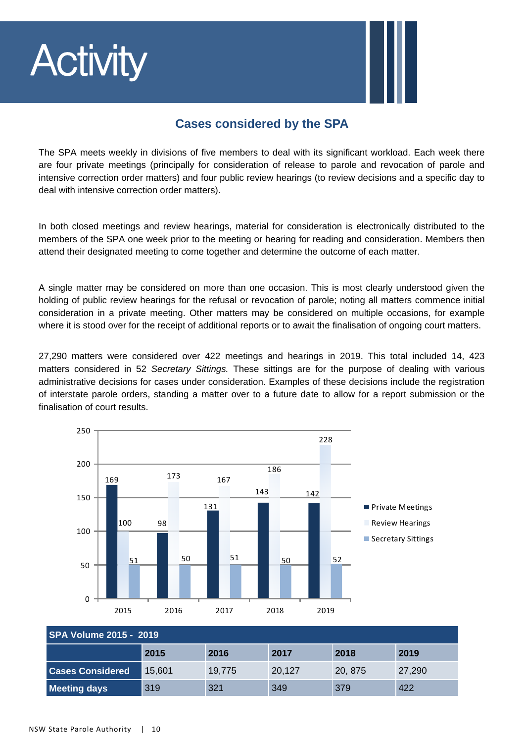# Activity

## Cases considered by the SPA

The SPA meets weekly in divisions of five members to deal with its significant workload. Each week there are four private meetings (principally for consideration of release to parole and revocation of parole and intensive correction order matters) and four public review hearings (to review decisions and a specific day to deal with intensive correction order matters).

In both closed meetings and review hearings, material for consideration is electronically distributed to the members of the SPA one week prior to the meeting or hearing for reading and consideration. Members then attend their designated meeting to come together and determine the outcome of each matter.

A single matter may be considered on more than one occasion. This is most clearly understood given the holding of public review hearings for the refusal or revocation of parole; noting all matters commence initial consideration in a private meeting. Other matters may be considered on multiple occasions, for example where it is stood over for the receipt of additional reports or to await the finalisation of ongoing court matters.

27,290 matters were considered over 422 meetings and hearings in 2019. This total included 14, 423 matters considered in 52 *Secretary Sittings.* These sittings are for the purpose of dealing with various administrative decisions for cases under consideration. Examples of these decisions include the registration of interstate parole orders, standing a matter over to a future date to allow for a report submission or the finalisation of court results.

| | 2015 | 2016 | 2017 | 2018 | 2019 |
|---|---|---|---|---|---|
| Private Meetings | 169 | 98 | 131 | 143 | 142 |
| Review Hearings | 100 | 173 | 167 | 186 | 228 |
| Secretary Sittings | 51 | 50 | 51 | 50 | 52 |

**SPA Volume 2015 - 2019**

| | 2015 | 2016 | 2017 | 2018 | 2019 |
|---|---|---|---|---|---|
| **Cases Considered** | 15,601 | 19,775 | 20,127 | 20, 875 | 27,290 |
| **Meeting days** | 319 | 321 | 349 | 379 | 422 |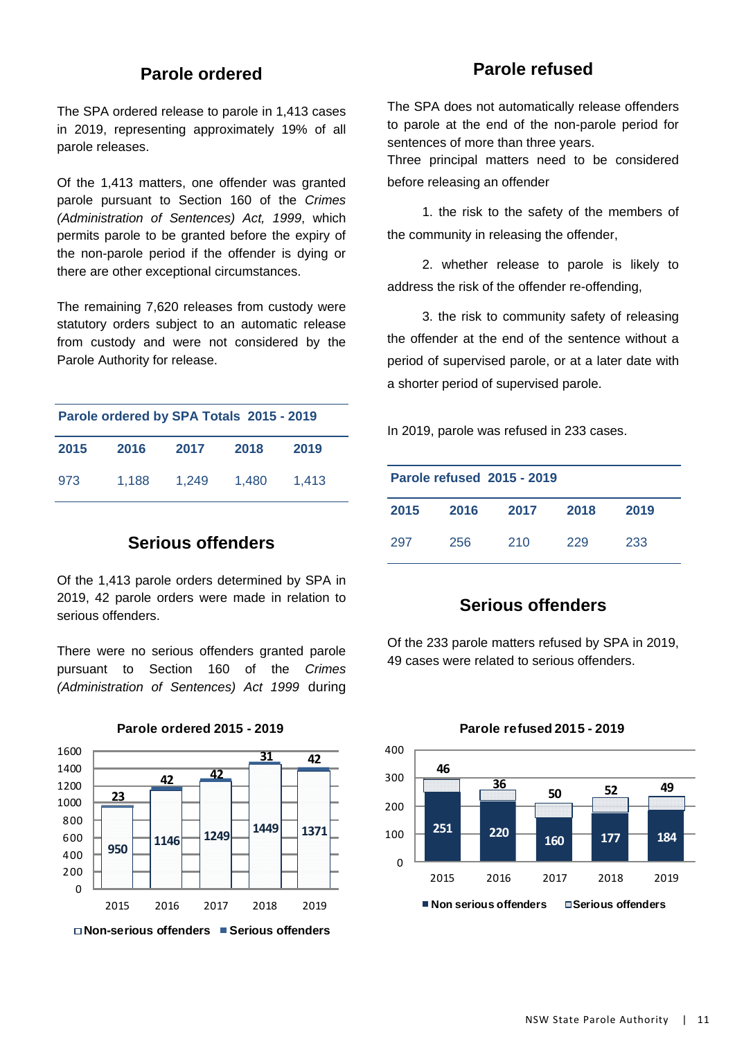## Parole ordered

The SPA ordered release to parole in 1,413 cases in 2019, representing approximately 19% of all parole releases.

Of the 1,413 matters, one offender was granted parole pursuant to Section 160 of the *Crimes (Administration of Sentences) Act, 1999*, which permits parole to be granted before the expiry of the non-parole period if the offender is dying or there are other exceptional circumstances.

The remaining 7,620 releases from custody were statutory orders subject to an automatic release from custody and were not considered by the Parole Authority for release.

| Parole ordered by SPA Totals 2015 - 2019 | | | | |
|---|---|---|---|---|
| **2015** | **2016** | **2017** | **2018** | **2019** |
| 973 | 1,188 | 1,249 | 1,480 | 1,413 |

## Serious offenders

Of the 1,413 parole orders determined by SPA in 2019, 42 parole orders were made in relation to serious offenders.

There were no serious offenders granted parole pursuant to Section 160 of the *Crimes (Administration of Sentences) Act 1999* during

**Parole ordered 2015 - 2019**

| Year | Non-serious offenders | Serious offenders |
|---|---|---|
| 2015 | 950 | 23 |
| 2016 | 1146 | 42 |
| 2017 | 1249 | 42 |
| 2018 | 1449 | 31 |
| 2019 | 1371 | 42 |

## Parole refused

The SPA does not automatically release offenders to parole at the end of the non-parole period for sentences of more than three years.

Three principal matters need to be considered before releasing an offender

1. the risk to the safety of the members of the community in releasing the offender,
2. whether release to parole is likely to address the risk of the offender re-offending,
3. the risk to community safety of releasing the offender at the end of the sentence without a period of supervised parole, or at a later date with a shorter period of supervised parole.

In 2019, parole was refused in 233 cases.

| Parole refused 2015 - 2019 | | | | |
|---|---|---|---|---|
| **2015** | **2016** | **2017** | **2018** | **2019** |
| 297 | 256 | 210 | 229 | 233 |

## Serious offenders

Of the 233 parole matters refused by SPA in 2019, 49 cases were related to serious offenders.

**Parole refused 2015 - 2019**

| Year | Non serious offenders | Serious offenders |
|---|---|---|
| 2015 | 251 | 46 |
| 2016 | 220 | 36 |
| 2017 | 160 | 50 |
| 2018 | 177 | 52 |
| 2019 | 184 | 49 |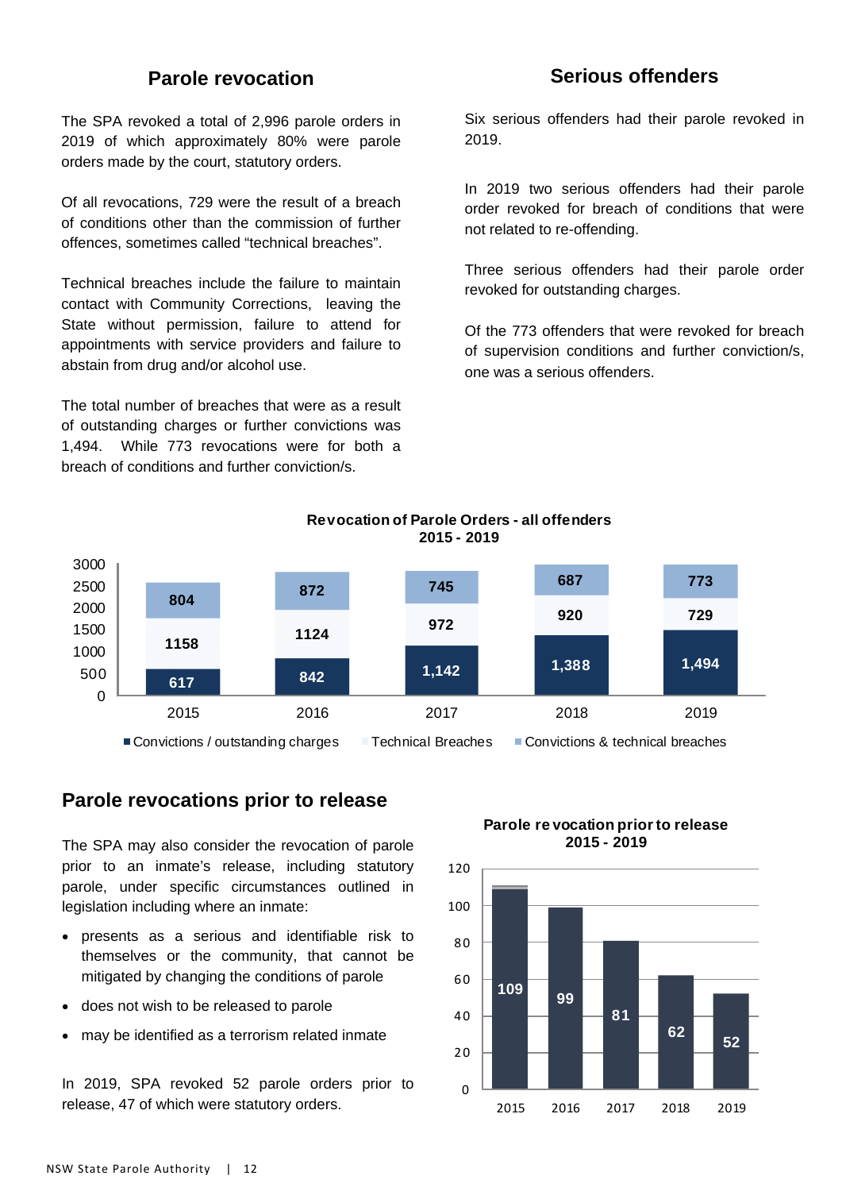## Parole revocation

The SPA revoked a total of 2,996 parole orders in 2019 of which approximately 80% were parole orders made by the court, statutory orders.

Of all revocations, 729 were the result of a breach of conditions other than the commission of further offences, sometimes called "technical breaches".

Technical breaches include the failure to maintain contact with Community Corrections, leaving the State without permission, failure to attend for appointments with service providers and failure to abstain from drug and/or alcohol use.

The total number of breaches that were as a result of outstanding charges or further convictions was 1,494. While 773 revocations were for both a breach of conditions and further conviction/s.

## Serious offenders

Six serious offenders had their parole revoked in 2019.

In 2019 two serious offenders had their parole order revoked for breach of conditions that were not related to re-offending.

Three serious offenders had their parole order revoked for outstanding charges.

Of the 773 offenders that were revoked for breach of supervision conditions and further conviction/s, one was a serious offenders.

**Revocation of Parole Orders - all offenders 2015 - 2019**

| | 2015 | 2016 | 2017 | 2018 | 2019 |
|---|---|---|---|---|---|
| Convictions / outstanding charges | 617 | 842 | 1,142 | 1,388 | 1,494 |
| Technical Breaches | 1158 | 1124 | 972 | 920 | 729 |
| Convictions & technical breaches | 804 | 872 | 745 | 687 | 773 |

## Parole revocations prior to release

The SPA may also consider the revocation of parole prior to an inmate's release, including statutory parole, under specific circumstances outlined in legislation including where an inmate:

- presents as a serious and identifiable risk to themselves or the community, that cannot be mitigated by changing the conditions of parole
- does not wish to be released to parole
- may be identified as a terrorism related inmate

In 2019, SPA revoked 52 parole orders prior to release, 47 of which were statutory orders.

**Parole revocation prior to release 2015 - 2019**

| 2015 | 2016 | 2017 | 2018 | 2019 |
|---|---|---|---|---|
| 109 | 99 | 81 | 62 | 52 |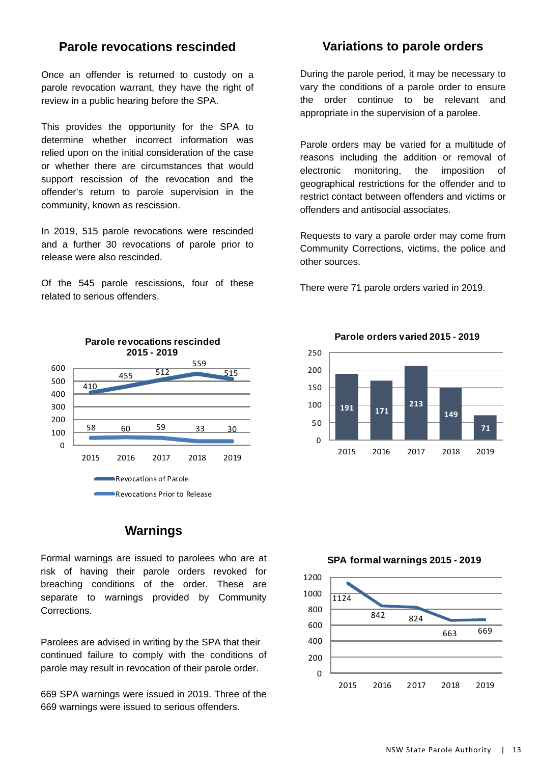## Parole revocations rescinded

Once an offender is returned to custody on a parole revocation warrant, they have the right of review in a public hearing before the SPA.

This provides the opportunity for the SPA to determine whether incorrect information was relied upon on the initial consideration of the case or whether there are circumstances that would support rescission of the revocation and the offender's return to parole supervision in the community, known as rescission.

In 2019, 515 parole revocations were rescinded and a further 30 revocations of parole prior to release were also rescinded.

Of the 545 parole rescissions, four of these related to serious offenders.

**Parole revocations rescinded 2015 - 2019**

| | 2015 | 2016 | 2017 | 2018 | 2019 |
|---|---|---|---|---|---|
| Revocations of Parole | 410 | 455 | 512 | 559 | 515 |
| Revocations Prior to Release | 58 | 60 | 59 | 33 | 30 |

## Variations to parole orders

During the parole period, it may be necessary to vary the conditions of a parole order to ensure the order continue to be relevant and appropriate in the supervision of a parolee.

Parole orders may be varied for a multitude of reasons including the addition or removal of electronic monitoring, the imposition of geographical restrictions for the offender and to restrict contact between offenders and victims or offenders and antisocial associates.

Requests to vary a parole order may come from Community Corrections, victims, the police and other sources.

There were 71 parole orders varied in 2019.

**Parole orders varied 2015 - 2019**

| 2015 | 2016 | 2017 | 2018 | 2019 |
|---|---|---|---|---|
| 191 | 171 | 213 | 149 | 71 |

## Warnings

Formal warnings are issued to parolees who are at risk of having their parole orders revoked for breaching conditions of the order. These are separate to warnings provided by Community Corrections.

Parolees are advised in writing by the SPA that their continued failure to comply with the conditions of parole may result in revocation of their parole order.

669 SPA warnings were issued in 2019. Three of the 669 warnings were issued to serious offenders.

**SPA formal warnings 2015 - 2019**

| 2015 | 2016 | 2017 | 2018 | 2019 |
|---|---|---|---|---|
| 1124 | 842 | 824 | 663 | 669 |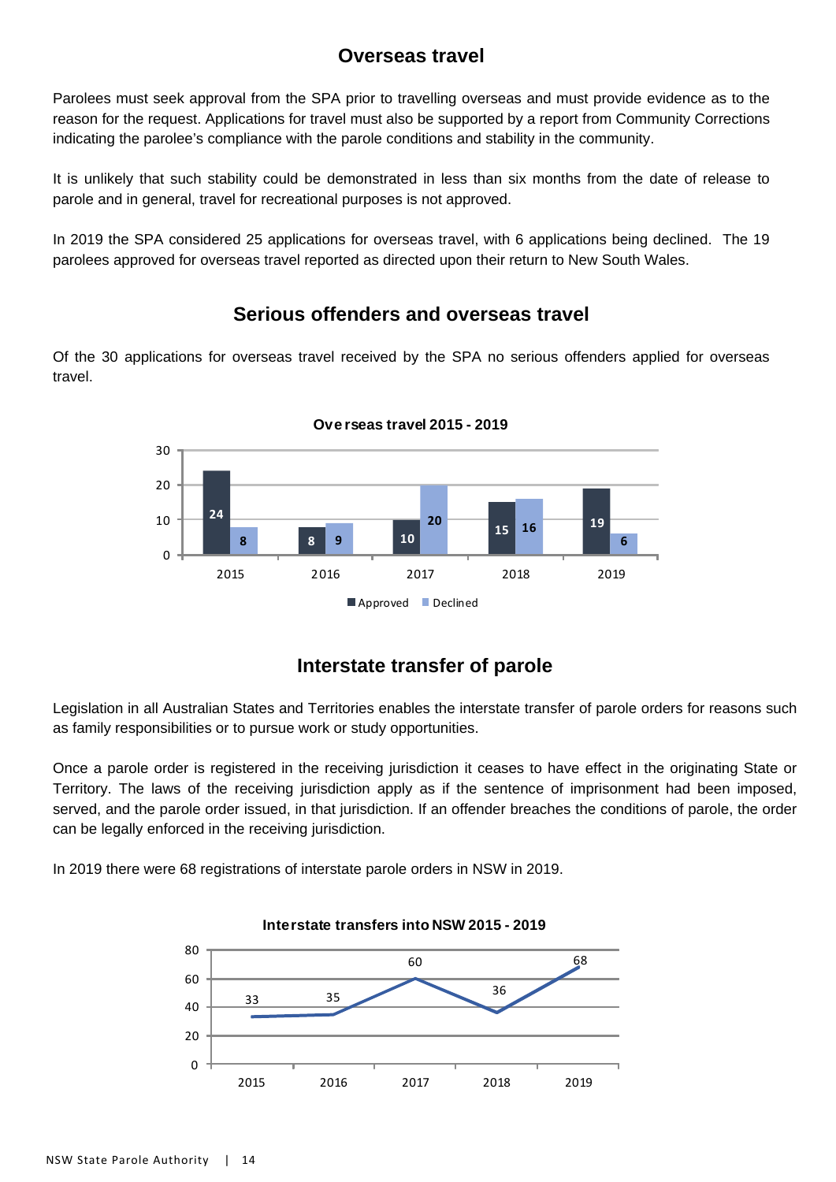## Overseas travel

Parolees must seek approval from the SPA prior to travelling overseas and must provide evidence as to the reason for the request. Applications for travel must also be supported by a report from Community Corrections indicating the parolee's compliance with the parole conditions and stability in the community.

It is unlikely that such stability could be demonstrated in less than six months from the date of release to parole and in general, travel for recreational purposes is not approved.

In 2019 the SPA considered 25 applications for overseas travel, with 6 applications being declined. The 19 parolees approved for overseas travel reported as directed upon their return to New South Wales.

## Serious offenders and overseas travel

Of the 30 applications for overseas travel received by the SPA no serious offenders applied for overseas travel.

**Overseas travel 2015 - 2019**

| | 2015 | 2016 | 2017 | 2018 | 2019 |
|---|---|---|---|---|---|
| Approved | 24 | 8 | 10 | 15 | 19 |
| Declined | 8 | 9 | 20 | 16 | 6 |

## Interstate transfer of parole

Legislation in all Australian States and Territories enables the interstate transfer of parole orders for reasons such as family responsibilities or to pursue work or study opportunities.

Once a parole order is registered in the receiving jurisdiction it ceases to have effect in the originating State or Territory. The laws of the receiving jurisdiction apply as if the sentence of imprisonment had been imposed, served, and the parole order issued, in that jurisdiction. If an offender breaches the conditions of parole, the order can be legally enforced in the receiving jurisdiction.

In 2019 there were 68 registrations of interstate parole orders in NSW in 2019.

**Interstate transfers into NSW 2015 - 2019**

| 2015 | 2016 | 2017 | 2018 | 2019 |
|---|---|---|---|---|
| 33 | 35 | 60 | 36 | 68 |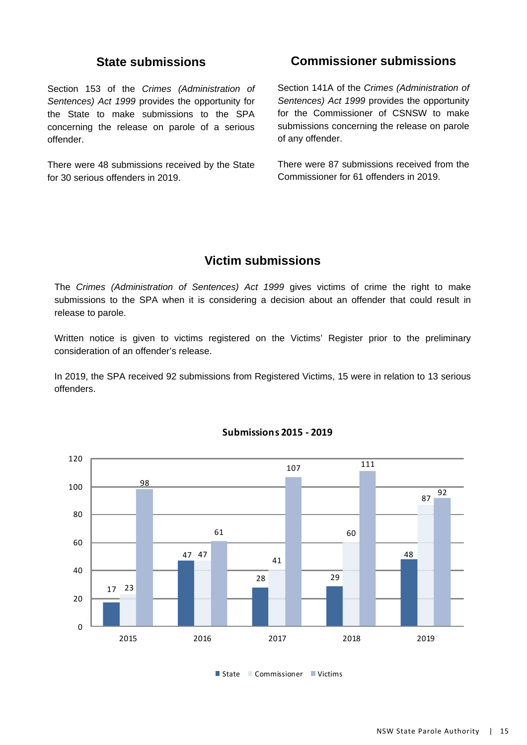## State submissions

Section 153 of the *Crimes (Administration of Sentences) Act 1999* provides the opportunity for the State to make submissions to the SPA concerning the release on parole of a serious offender.

There were 48 submissions received by the State for 30 serious offenders in 2019.

## Commissioner submissions

Section 141A of the *Crimes (Administration of Sentences) Act 1999* provides the opportunity for the Commissioner of CSNSW to make submissions concerning the release on parole of any offender.

There were 87 submissions received from the Commissioner for 61 offenders in 2019.

## Victim submissions

The *Crimes (Administration of Sentences) Act 1999* gives victims of crime the right to make submissions to the SPA when it is considering a decision about an offender that could result in release to parole.

Written notice is given to victims registered on the Victims' Register prior to the preliminary consideration of an offender's release.

In 2019, the SPA received 92 submissions from Registered Victims, 15 were in relation to 13 serious offenders.

**Submissions 2015 - 2019**

| Year | State | Commissioner | Victims |
|---|---|---|---|
| 2015 | 17 | 23 | 98 |
| 2016 | 47 | 47 | 61 |
| 2017 | 28 | 41 | 107 |
| 2018 | 29 | 60 | 111 |
| 2019 | 48 | 87 | 92 |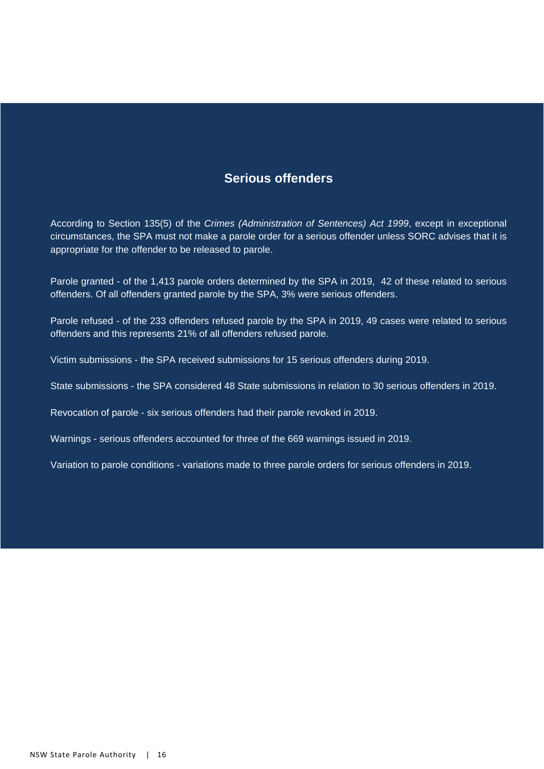## Serious offenders

According to Section 135(5) of the *Crimes (Administration of Sentences) Act 1999*, except in exceptional circumstances, the SPA must not make a parole order for a serious offender unless SORC advises that it is appropriate for the offender to be released to parole.

Parole granted - of the 1,413 parole orders determined by the SPA in 2019, 42 of these related to serious offenders. Of all offenders granted parole by the SPA, 3% were serious offenders.

Parole refused - of the 233 offenders refused parole by the SPA in 2019, 49 cases were related to serious offenders and this represents 21% of all offenders refused parole.

Victim submissions - the SPA received submissions for 15 serious offenders during 2019.

State submissions - the SPA considered 48 State submissions in relation to 30 serious offenders in 2019.

Revocation of parole - six serious offenders had their parole revoked in 2019.

Warnings - serious offenders accounted for three of the 669 warnings issued in 2019.

Variation to parole conditions - variations made to three parole orders for serious offenders in 2019.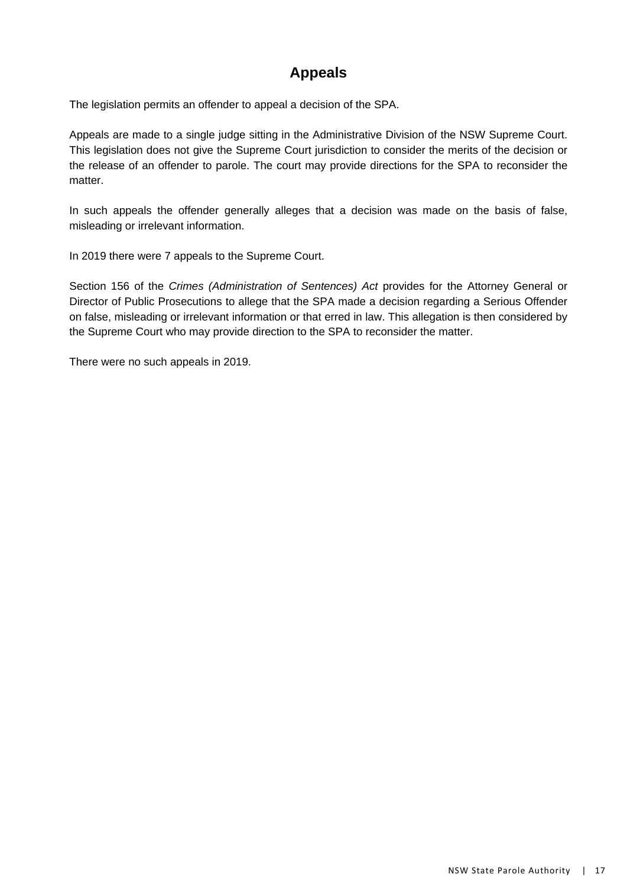## Appeals

The legislation permits an offender to appeal a decision of the SPA.

Appeals are made to a single judge sitting in the Administrative Division of the NSW Supreme Court. This legislation does not give the Supreme Court jurisdiction to consider the merits of the decision or the release of an offender to parole. The court may provide directions for the SPA to reconsider the matter.

In such appeals the offender generally alleges that a decision was made on the basis of false, misleading or irrelevant information.

In 2019 there were 7 appeals to the Supreme Court.

Section 156 of the *Crimes (Administration of Sentences) Act* provides for the Attorney General or Director of Public Prosecutions to allege that the SPA made a decision regarding a Serious Offender on false, misleading or irrelevant information or that erred in law. This allegation is then considered by the Supreme Court who may provide direction to the SPA to reconsider the matter.

There were no such appeals in 2019.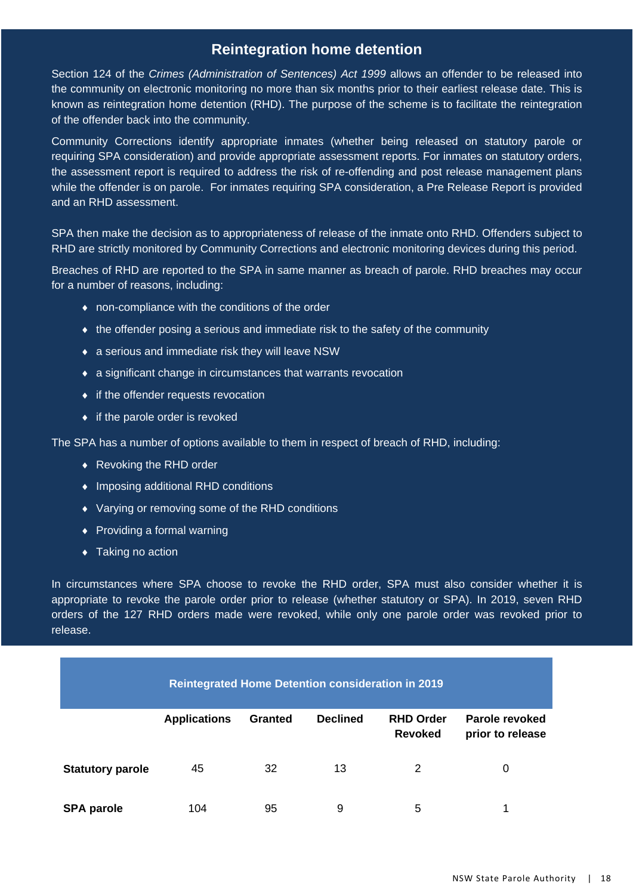## Reintegration home detention

Section 124 of the *Crimes (Administration of Sentences) Act 1999* allows an offender to be released into the community on electronic monitoring no more than six months prior to their earliest release date. This is known as reintegration home detention (RHD). The purpose of the scheme is to facilitate the reintegration of the offender back into the community.

Community Corrections identify appropriate inmates (whether being released on statutory parole or requiring SPA consideration) and provide appropriate assessment reports. For inmates on statutory orders, the assessment report is required to address the risk of re-offending and post release management plans while the offender is on parole. For inmates requiring SPA consideration, a Pre Release Report is provided and an RHD assessment.

SPA then make the decision as to appropriateness of release of the inmate onto RHD. Offenders subject to RHD are strictly monitored by Community Corrections and electronic monitoring devices during this period.

Breaches of RHD are reported to the SPA in same manner as breach of parole. RHD breaches may occur for a number of reasons, including:

- non-compliance with the conditions of the order
- the offender posing a serious and immediate risk to the safety of the community
- a serious and immediate risk they will leave NSW
- a significant change in circumstances that warrants revocation
- if the offender requests revocation
- if the parole order is revoked

The SPA has a number of options available to them in respect of breach of RHD, including:

- Revoking the RHD order
- Imposing additional RHD conditions
- Varying or removing some of the RHD conditions
- Providing a formal warning
- Taking no action

In circumstances where SPA choose to revoke the RHD order, SPA must also consider whether it is appropriate to revoke the parole order prior to release (whether statutory or SPA). In 2019, seven RHD orders of the 127 RHD orders made were revoked, while only one parole order was revoked prior to release.

**Reintegrated Home Detention consideration in 2019**

| | Applications | Granted | Declined | RHD Order Revoked | Parole revoked prior to release |
|---|---|---|---|---|---|
| **Statutory parole** | 45 | 32 | 13 | 2 | 0 |
| **SPA parole** | 104 | 95 | 9 | 5 | 1 |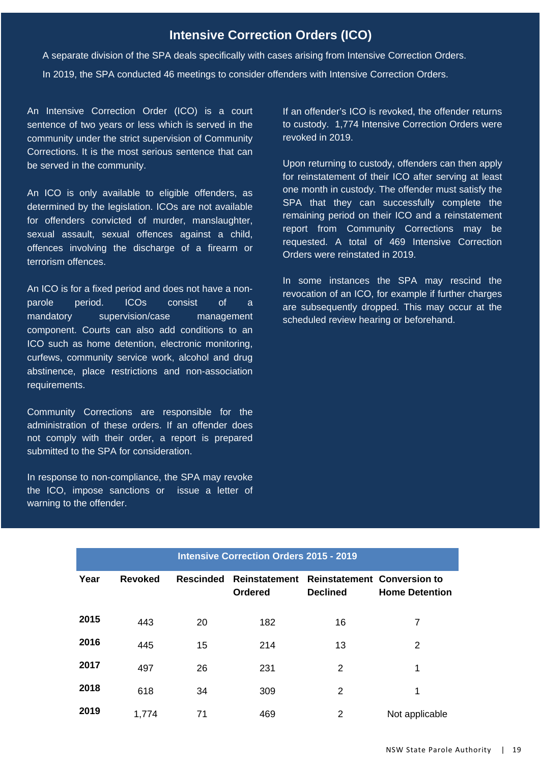## Intensive Correction Orders (ICO)

A separate division of the SPA deals specifically with cases arising from Intensive Correction Orders.

In 2019, the SPA conducted 46 meetings to consider offenders with Intensive Correction Orders.

An Intensive Correction Order (ICO) is a court sentence of two years or less which is served in the community under the strict supervision of Community Corrections. It is the most serious sentence that can be served in the community.

An ICO is only available to eligible offenders, as determined by the legislation. ICOs are not available for offenders convicted of murder, manslaughter, sexual assault, sexual offences against a child, offences involving the discharge of a firearm or terrorism offences.

An ICO is for a fixed period and does not have a non-parole period. ICOs consist of a mandatory supervision/case management component. Courts can also add conditions to an ICO such as home detention, electronic monitoring, curfews, community service work, alcohol and drug abstinence, place restrictions and non-association requirements.

Community Corrections are responsible for the administration of these orders. If an offender does not comply with their order, a report is prepared submitted to the SPA for consideration.

In response to non-compliance, the SPA may revoke the ICO, impose sanctions or issue a letter of warning to the offender.

If an offender's ICO is revoked, the offender returns to custody. 1,774 Intensive Correction Orders were revoked in 2019.

Upon returning to custody, offenders can then apply for reinstatement of their ICO after serving at least one month in custody. The offender must satisfy the SPA that they can successfully complete the remaining period on their ICO and a reinstatement report from Community Corrections may be requested. A total of 469 Intensive Correction Orders were reinstated in 2019.

In some instances the SPA may rescind the revocation of an ICO, for example if further charges are subsequently dropped. This may occur at the scheduled review hearing or beforehand.

**Intensive Correction Orders 2015 - 2019**

| Year | Revoked | Rescinded | Reinstatement Ordered | Reinstatement Declined | Conversion to Home Detention |
|---|---|---|---|---|---|
| 2015 | 443 | 20 | 182 | 16 | 7 |
| 2016 | 445 | 15 | 214 | 13 | 2 |
| 2017 | 497 | 26 | 231 | 2 | 1 |
| 2018 | 618 | 34 | 309 | 2 | 1 |
| 2019 | 1,774 | 71 | 469 | 2 | Not applicable |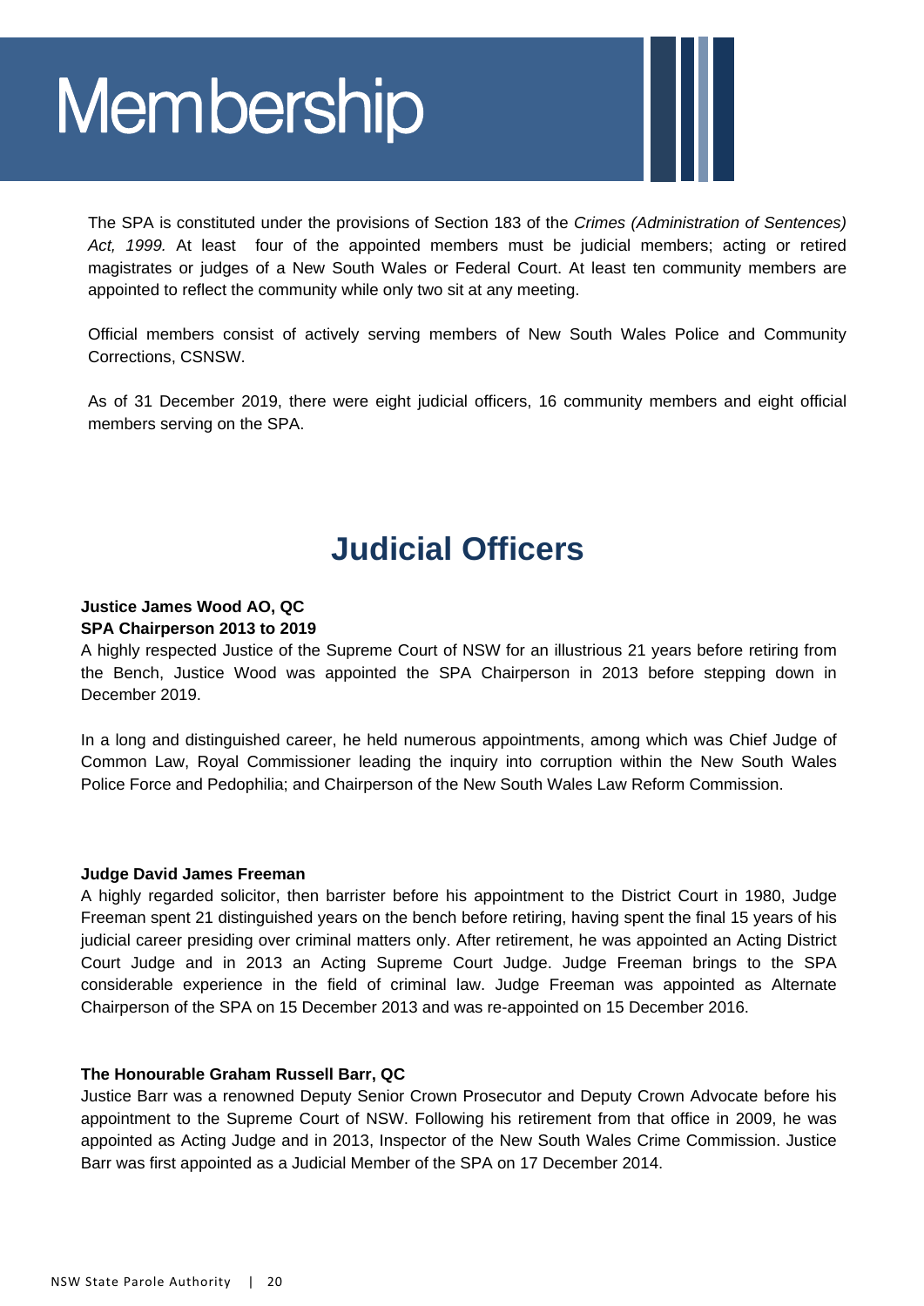# Membership

The SPA is constituted under the provisions of Section 183 of the *Crimes (Administration of Sentences) Act, 1999.* At least four of the appointed members must be judicial members; acting or retired magistrates or judges of a New South Wales or Federal Court. At least ten community members are appointed to reflect the community while only two sit at any meeting.

Official members consist of actively serving members of New South Wales Police and Community Corrections, CSNSW.

As of 31 December 2019, there were eight judicial officers, 16 community members and eight official members serving on the SPA.

## Judicial Officers

**Justice James Wood AO, QC**
**SPA Chairperson 2013 to 2019**

A highly respected Justice of the Supreme Court of NSW for an illustrious 21 years before retiring from the Bench, Justice Wood was appointed the SPA Chairperson in 2013 before stepping down in December 2019.

In a long and distinguished career, he held numerous appointments, among which was Chief Judge of Common Law, Royal Commissioner leading the inquiry into corruption within the New South Wales Police Force and Pedophilia; and Chairperson of the New South Wales Law Reform Commission.

**Judge David James Freeman**

A highly regarded solicitor, then barrister before his appointment to the District Court in 1980, Judge Freeman spent 21 distinguished years on the bench before retiring, having spent the final 15 years of his judicial career presiding over criminal matters only. After retirement, he was appointed an Acting District Court Judge and in 2013 an Acting Supreme Court Judge. Judge Freeman brings to the SPA considerable experience in the field of criminal law. Judge Freeman was appointed as Alternate Chairperson of the SPA on 15 December 2013 and was re-appointed on 15 December 2016.

**The Honourable Graham Russell Barr, QC**

Justice Barr was a renowned Deputy Senior Crown Prosecutor and Deputy Crown Advocate before his appointment to the Supreme Court of NSW. Following his retirement from that office in 2009, he was appointed as Acting Judge and in 2013, Inspector of the New South Wales Crime Commission. Justice Barr was first appointed as a Judicial Member of the SPA on 17 December 2014.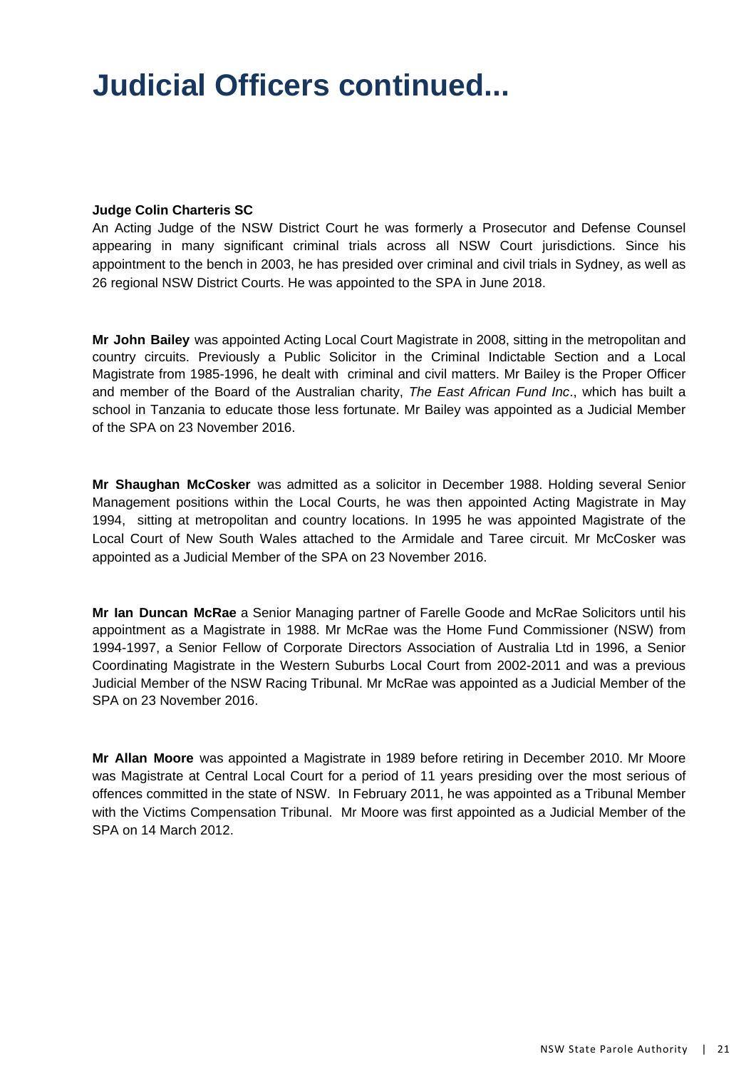# Judicial Officers continued...

**Judge Colin Charteris SC**

An Acting Judge of the NSW District Court he was formerly a Prosecutor and Defense Counsel appearing in many significant criminal trials across all NSW Court jurisdictions. Since his appointment to the bench in 2003, he has presided over criminal and civil trials in Sydney, as well as 26 regional NSW District Courts. He was appointed to the SPA in June 2018.

**Mr John Bailey** was appointed Acting Local Court Magistrate in 2008, sitting in the metropolitan and country circuits. Previously a Public Solicitor in the Criminal Indictable Section and a Local Magistrate from 1985-1996, he dealt with criminal and civil matters. Mr Bailey is the Proper Officer and member of the Board of the Australian charity, *The East African Fund Inc*., which has built a school in Tanzania to educate those less fortunate. Mr Bailey was appointed as a Judicial Member of the SPA on 23 November 2016.

**Mr Shaughan McCosker** was admitted as a solicitor in December 1988. Holding several Senior Management positions within the Local Courts, he was then appointed Acting Magistrate in May 1994, sitting at metropolitan and country locations. In 1995 he was appointed Magistrate of the Local Court of New South Wales attached to the Armidale and Taree circuit. Mr McCosker was appointed as a Judicial Member of the SPA on 23 November 2016.

**Mr Ian Duncan McRae** a Senior Managing partner of Farelle Goode and McRae Solicitors until his appointment as a Magistrate in 1988. Mr McRae was the Home Fund Commissioner (NSW) from 1994-1997, a Senior Fellow of Corporate Directors Association of Australia Ltd in 1996, a Senior Coordinating Magistrate in the Western Suburbs Local Court from 2002-2011 and was a previous Judicial Member of the NSW Racing Tribunal. Mr McRae was appointed as a Judicial Member of the SPA on 23 November 2016.

**Mr Allan Moore** was appointed a Magistrate in 1989 before retiring in December 2010. Mr Moore was Magistrate at Central Local Court for a period of 11 years presiding over the most serious of offences committed in the state of NSW. In February 2011, he was appointed as a Tribunal Member with the Victims Compensation Tribunal. Mr Moore was first appointed as a Judicial Member of the SPA on 14 March 2012.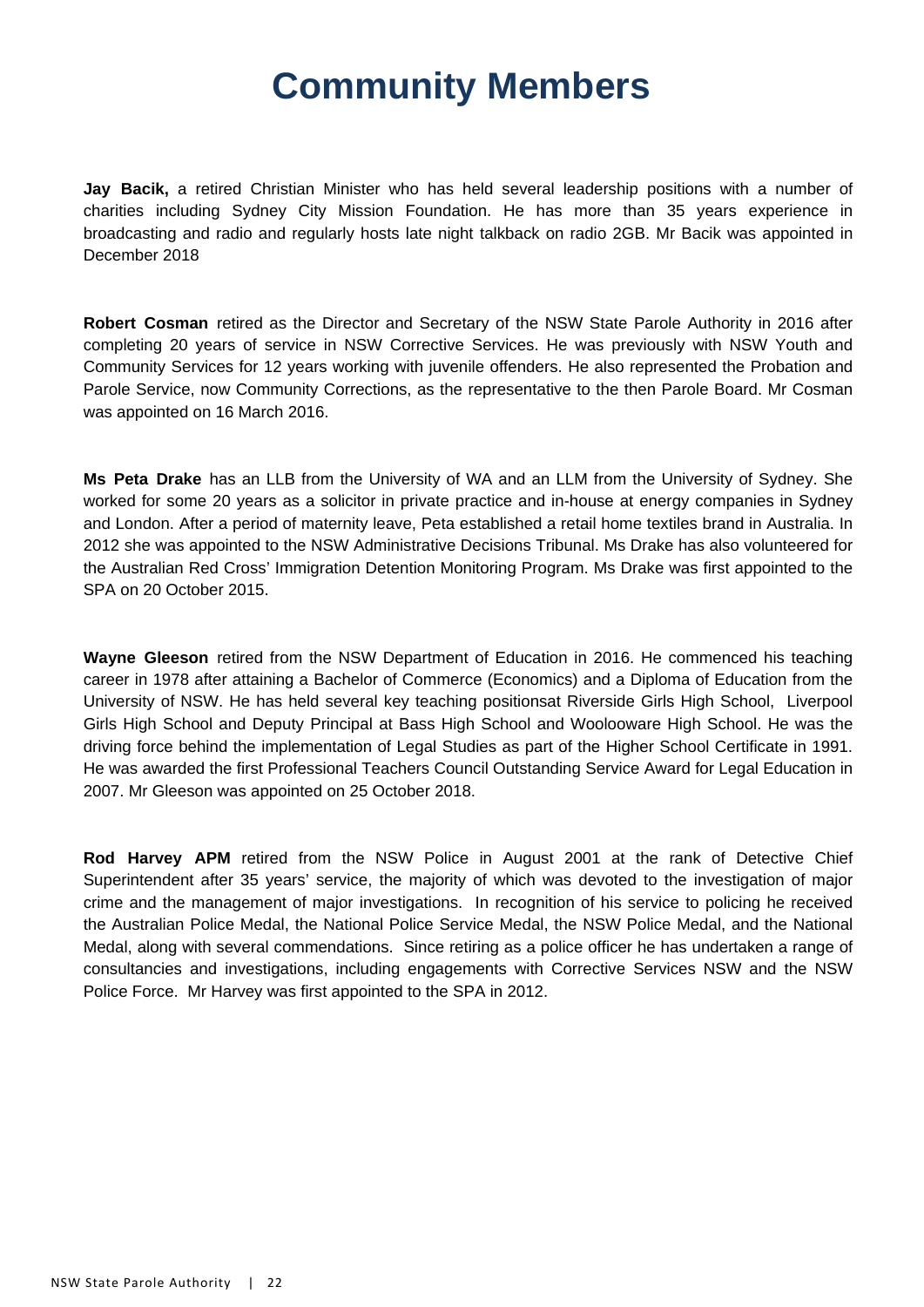# Community Members

**Jay Bacik,** a retired Christian Minister who has held several leadership positions with a number of charities including Sydney City Mission Foundation. He has more than 35 years experience in broadcasting and radio and regularly hosts late night talkback on radio 2GB. Mr Bacik was appointed in December 2018

**Robert Cosman** retired as the Director and Secretary of the NSW State Parole Authority in 2016 after completing 20 years of service in NSW Corrective Services. He was previously with NSW Youth and Community Services for 12 years working with juvenile offenders. He also represented the Probation and Parole Service, now Community Corrections, as the representative to the then Parole Board. Mr Cosman was appointed on 16 March 2016.

**Ms Peta Drake** has an LLB from the University of WA and an LLM from the University of Sydney. She worked for some 20 years as a solicitor in private practice and in-house at energy companies in Sydney and London. After a period of maternity leave, Peta established a retail home textiles brand in Australia. In 2012 she was appointed to the NSW Administrative Decisions Tribunal. Ms Drake has also volunteered for the Australian Red Cross' Immigration Detention Monitoring Program. Ms Drake was first appointed to the SPA on 20 October 2015.

**Wayne Gleeson** retired from the NSW Department of Education in 2016. He commenced his teaching career in 1978 after attaining a Bachelor of Commerce (Economics) and a Diploma of Education from the University of NSW. He has held several key teaching positionsat Riverside Girls High School, Liverpool Girls High School and Deputy Principal at Bass High School and Woolooware High School. He was the driving force behind the implementation of Legal Studies as part of the Higher School Certificate in 1991. He was awarded the first Professional Teachers Council Outstanding Service Award for Legal Education in 2007. Mr Gleeson was appointed on 25 October 2018.

**Rod Harvey APM** retired from the NSW Police in August 2001 at the rank of Detective Chief Superintendent after 35 years' service, the majority of which was devoted to the investigation of major crime and the management of major investigations. In recognition of his service to policing he received the Australian Police Medal, the National Police Service Medal, the NSW Police Medal, and the National Medal, along with several commendations. Since retiring as a police officer he has undertaken a range of consultancies and investigations, including engagements with Corrective Services NSW and the NSW Police Force. Mr Harvey was first appointed to the SPA in 2012.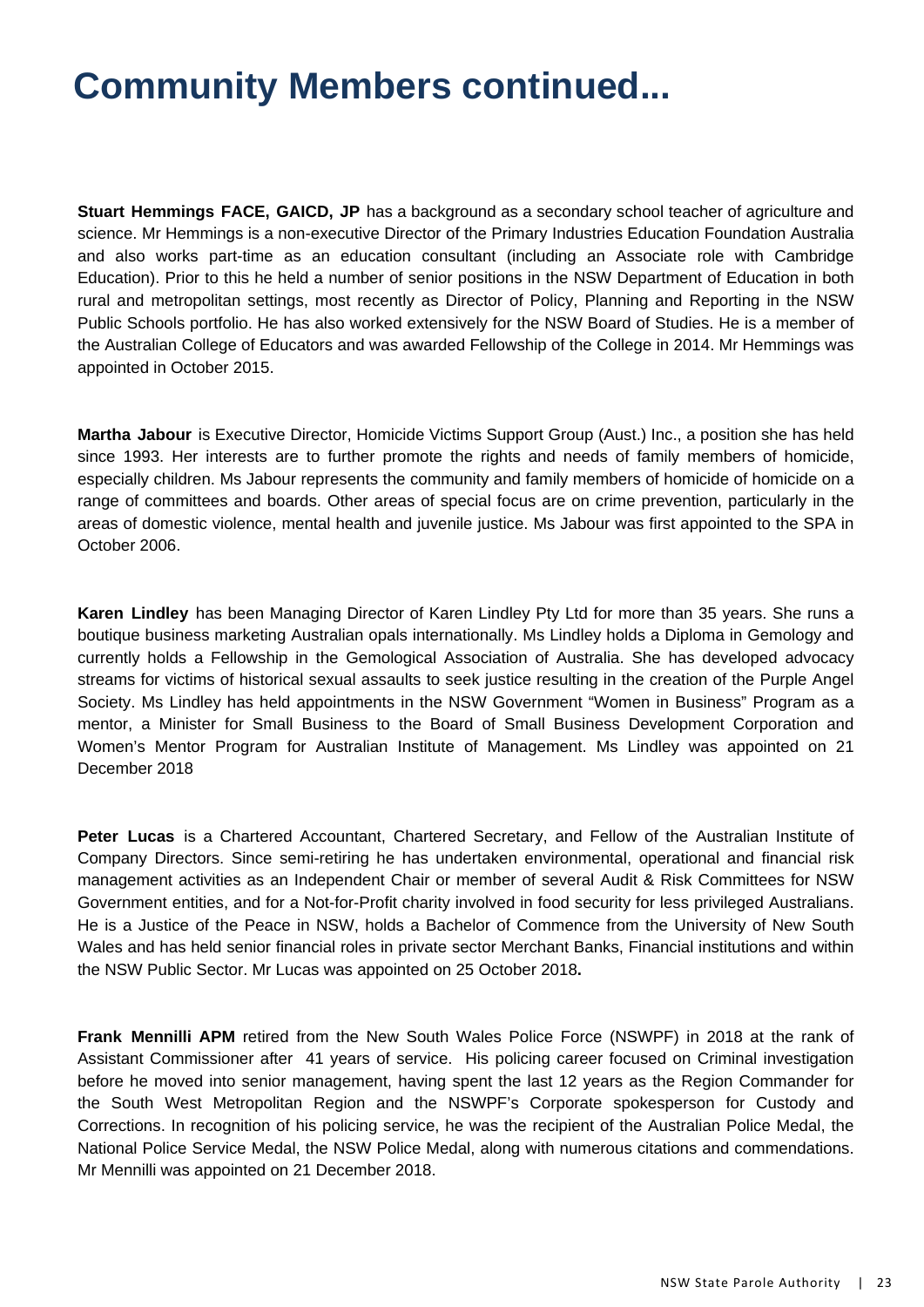# Community Members continued...

**Stuart Hemmings FACE, GAICD, JP** has a background as a secondary school teacher of agriculture and science. Mr Hemmings is a non-executive Director of the Primary Industries Education Foundation Australia and also works part-time as an education consultant (including an Associate role with Cambridge Education). Prior to this he held a number of senior positions in the NSW Department of Education in both rural and metropolitan settings, most recently as Director of Policy, Planning and Reporting in the NSW Public Schools portfolio. He has also worked extensively for the NSW Board of Studies. He is a member of the Australian College of Educators and was awarded Fellowship of the College in 2014. Mr Hemmings was appointed in October 2015.

**Martha Jabour** is Executive Director, Homicide Victims Support Group (Aust.) Inc., a position she has held since 1993. Her interests are to further promote the rights and needs of family members of homicide, especially children. Ms Jabour represents the community and family members of homicide of homicide on a range of committees and boards. Other areas of special focus are on crime prevention, particularly in the areas of domestic violence, mental health and juvenile justice. Ms Jabour was first appointed to the SPA in October 2006.

**Karen Lindley** has been Managing Director of Karen Lindley Pty Ltd for more than 35 years. She runs a boutique business marketing Australian opals internationally. Ms Lindley holds a Diploma in Gemology and currently holds a Fellowship in the Gemological Association of Australia. She has developed advocacy streams for victims of historical sexual assaults to seek justice resulting in the creation of the Purple Angel Society. Ms Lindley has held appointments in the NSW Government "Women in Business" Program as a mentor, a Minister for Small Business to the Board of Small Business Development Corporation and Women's Mentor Program for Australian Institute of Management. Ms Lindley was appointed on 21 December 2018

**Peter Lucas** is a Chartered Accountant, Chartered Secretary, and Fellow of the Australian Institute of Company Directors. Since semi-retiring he has undertaken environmental, operational and financial risk management activities as an Independent Chair or member of several Audit & Risk Committees for NSW Government entities, and for a Not-for-Profit charity involved in food security for less privileged Australians. He is a Justice of the Peace in NSW, holds a Bachelor of Commence from the University of New South Wales and has held senior financial roles in private sector Merchant Banks, Financial institutions and within the NSW Public Sector. Mr Lucas was appointed on 25 October 2018**.**

**Frank Mennilli APM** retired from the New South Wales Police Force (NSWPF) in 2018 at the rank of Assistant Commissioner after 41 years of service. His policing career focused on Criminal investigation before he moved into senior management, having spent the last 12 years as the Region Commander for the South West Metropolitan Region and the NSWPF's Corporate spokesperson for Custody and Corrections. In recognition of his policing service, he was the recipient of the Australian Police Medal, the National Police Service Medal, the NSW Police Medal, along with numerous citations and commendations. Mr Mennilli was appointed on 21 December 2018.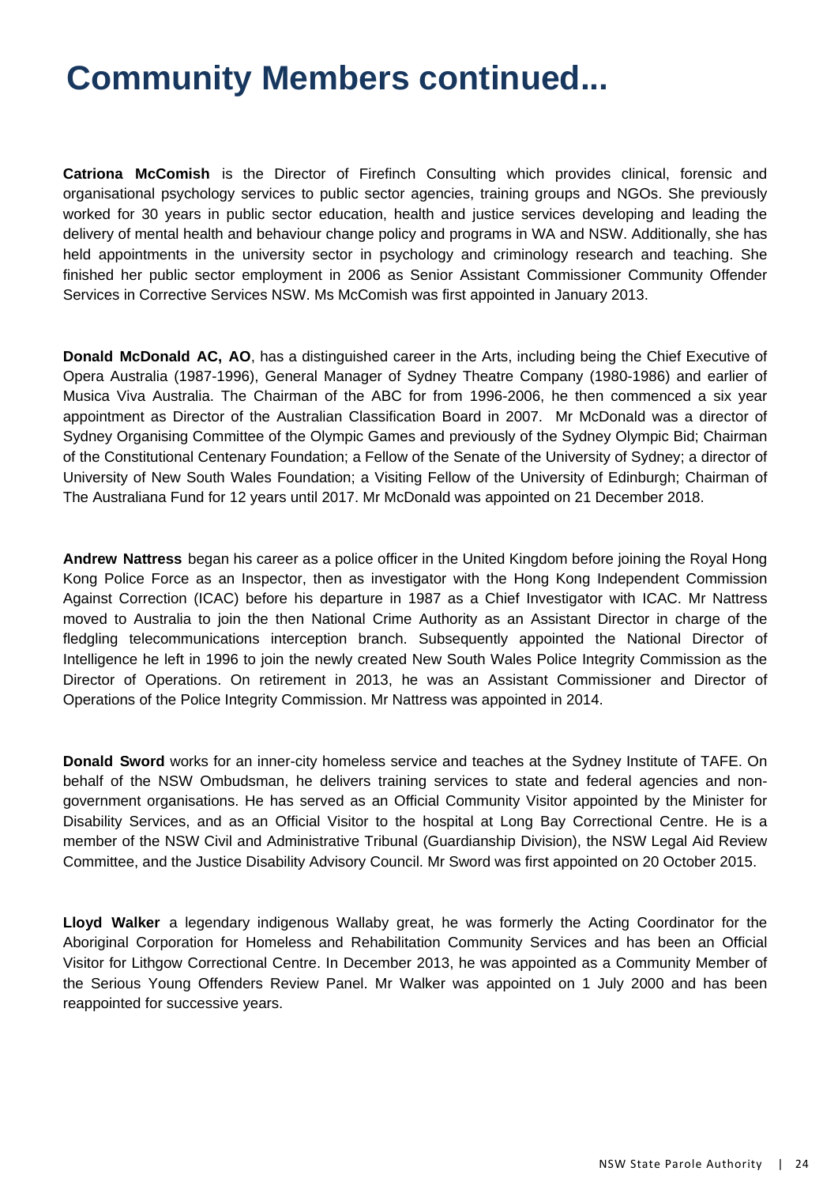# Community Members continued...

**Catriona McComish** is the Director of Firefinch Consulting which provides clinical, forensic and organisational psychology services to public sector agencies, training groups and NGOs. She previously worked for 30 years in public sector education, health and justice services developing and leading the delivery of mental health and behaviour change policy and programs in WA and NSW. Additionally, she has held appointments in the university sector in psychology and criminology research and teaching. She finished her public sector employment in 2006 as Senior Assistant Commissioner Community Offender Services in Corrective Services NSW. Ms McComish was first appointed in January 2013.

**Donald McDonald AC, AO**, has a distinguished career in the Arts, including being the Chief Executive of Opera Australia (1987-1996), General Manager of Sydney Theatre Company (1980-1986) and earlier of Musica Viva Australia. The Chairman of the ABC for from 1996-2006, he then commenced a six year appointment as Director of the Australian Classification Board in 2007. Mr McDonald was a director of Sydney Organising Committee of the Olympic Games and previously of the Sydney Olympic Bid; Chairman of the Constitutional Centenary Foundation; a Fellow of the Senate of the University of Sydney; a director of University of New South Wales Foundation; a Visiting Fellow of the University of Edinburgh; Chairman of The Australiana Fund for 12 years until 2017. Mr McDonald was appointed on 21 December 2018.

**Andrew Nattress** began his career as a police officer in the United Kingdom before joining the Royal Hong Kong Police Force as an Inspector, then as investigator with the Hong Kong Independent Commission Against Correction (ICAC) before his departure in 1987 as a Chief Investigator with ICAC. Mr Nattress moved to Australia to join the then National Crime Authority as an Assistant Director in charge of the fledgling telecommunications interception branch. Subsequently appointed the National Director of Intelligence he left in 1996 to join the newly created New South Wales Police Integrity Commission as the Director of Operations. On retirement in 2013, he was an Assistant Commissioner and Director of Operations of the Police Integrity Commission. Mr Nattress was appointed in 2014.

**Donald Sword** works for an inner-city homeless service and teaches at the Sydney Institute of TAFE. On behalf of the NSW Ombudsman, he delivers training services to state and federal agencies and non-government organisations. He has served as an Official Community Visitor appointed by the Minister for Disability Services, and as an Official Visitor to the hospital at Long Bay Correctional Centre. He is a member of the NSW Civil and Administrative Tribunal (Guardianship Division), the NSW Legal Aid Review Committee, and the Justice Disability Advisory Council. Mr Sword was first appointed on 20 October 2015.

**Lloyd Walker** a legendary indigenous Wallaby great, he was formerly the Acting Coordinator for the Aboriginal Corporation for Homeless and Rehabilitation Community Services and has been an Official Visitor for Lithgow Correctional Centre. In December 2013, he was appointed as a Community Member of the Serious Young Offenders Review Panel. Mr Walker was appointed on 1 July 2000 and has been reappointed for successive years.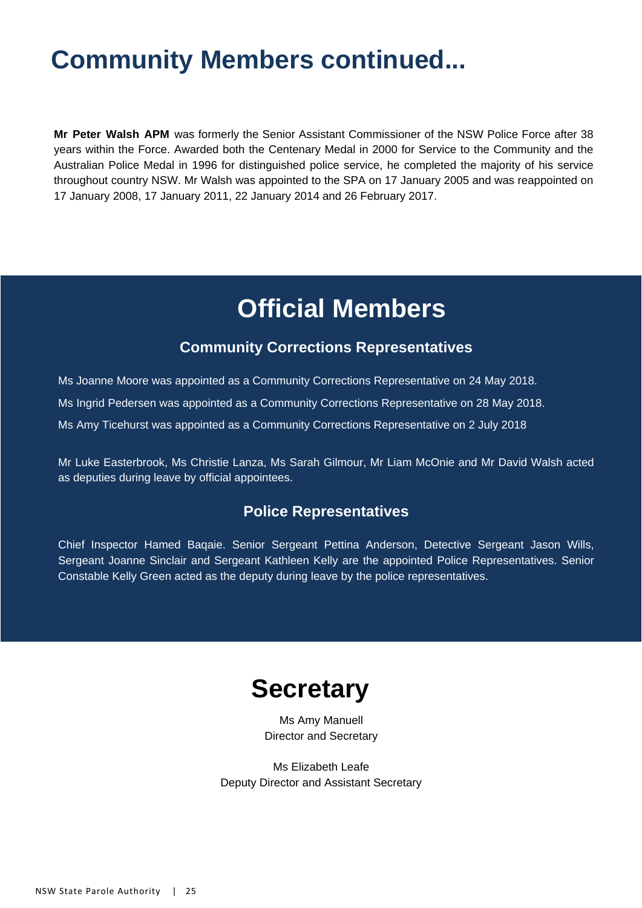# Community Members continued...

**Mr Peter Walsh APM** was formerly the Senior Assistant Commissioner of the NSW Police Force after 38 years within the Force. Awarded both the Centenary Medal in 2000 for Service to the Community and the Australian Police Medal in 1996 for distinguished police service, he completed the majority of his service throughout country NSW. Mr Walsh was appointed to the SPA on 17 January 2005 and was reappointed on 17 January 2008, 17 January 2011, 22 January 2014 and 26 February 2017.

# Official Members

## Community Corrections Representatives

Ms Joanne Moore was appointed as a Community Corrections Representative on 24 May 2018.

Ms Ingrid Pedersen was appointed as a Community Corrections Representative on 28 May 2018.

Ms Amy Ticehurst was appointed as a Community Corrections Representative on 2 July 2018

Mr Luke Easterbrook, Ms Christie Lanza, Ms Sarah Gilmour, Mr Liam McOnie and Mr David Walsh acted as deputies during leave by official appointees.

## Police Representatives

Chief Inspector Hamed Baqaie. Senior Sergeant Pettina Anderson, Detective Sergeant Jason Wills, Sergeant Joanne Sinclair and Sergeant Kathleen Kelly are the appointed Police Representatives. Senior Constable Kelly Green acted as the deputy during leave by the police representatives.

# Secretary

Ms Amy Manuell
Director and Secretary

Ms Elizabeth Leafe
Deputy Director and Assistant Secretary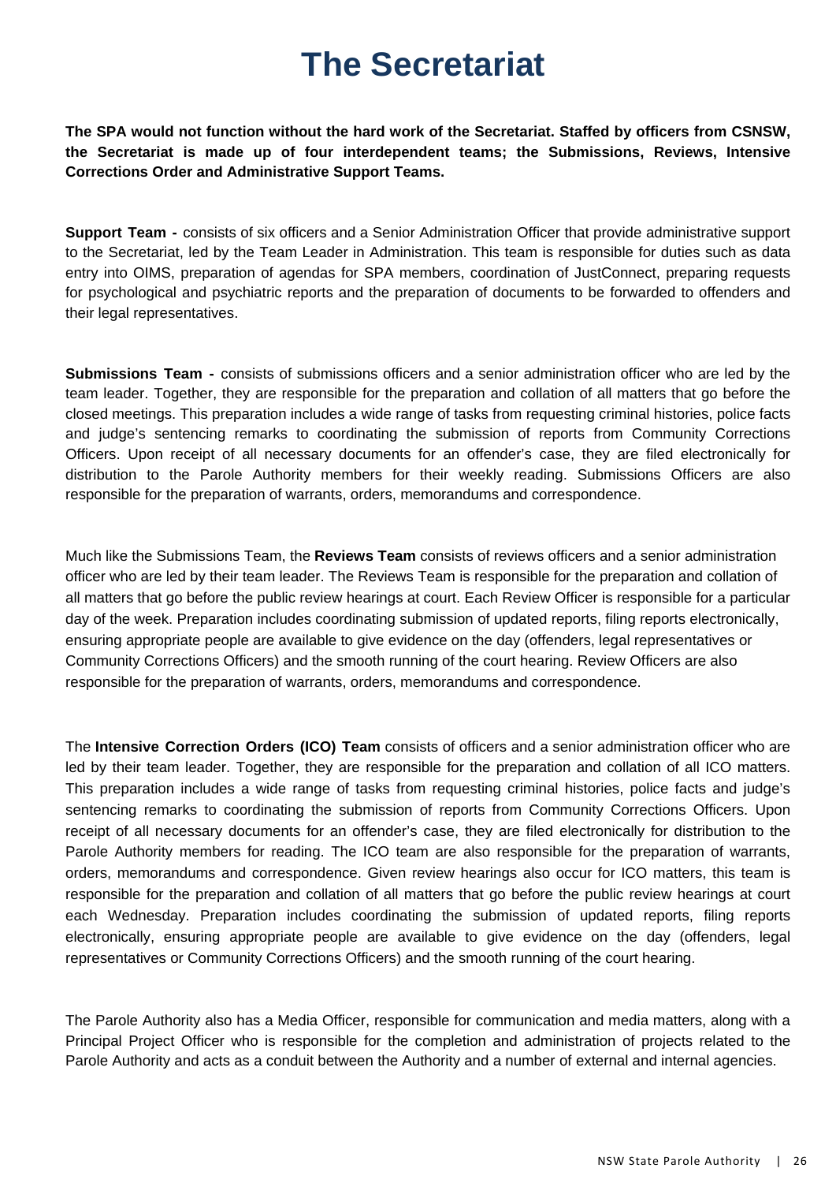# The Secretariat

**The SPA would not function without the hard work of the Secretariat. Staffed by officers from CSNSW, the Secretariat is made up of four interdependent teams; the Submissions, Reviews, Intensive Corrections Order and Administrative Support Teams.**

**Support Team -** consists of six officers and a Senior Administration Officer that provide administrative support to the Secretariat, led by the Team Leader in Administration. This team is responsible for duties such as data entry into OIMS, preparation of agendas for SPA members, coordination of JustConnect, preparing requests for psychological and psychiatric reports and the preparation of documents to be forwarded to offenders and their legal representatives.

**Submissions Team -** consists of submissions officers and a senior administration officer who are led by the team leader. Together, they are responsible for the preparation and collation of all matters that go before the closed meetings. This preparation includes a wide range of tasks from requesting criminal histories, police facts and judge's sentencing remarks to coordinating the submission of reports from Community Corrections Officers. Upon receipt of all necessary documents for an offender's case, they are filed electronically for distribution to the Parole Authority members for their weekly reading. Submissions Officers are also responsible for the preparation of warrants, orders, memorandums and correspondence.

Much like the Submissions Team, the **Reviews Team** consists of reviews officers and a senior administration officer who are led by their team leader. The Reviews Team is responsible for the preparation and collation of all matters that go before the public review hearings at court. Each Review Officer is responsible for a particular day of the week. Preparation includes coordinating submission of updated reports, filing reports electronically, ensuring appropriate people are available to give evidence on the day (offenders, legal representatives or Community Corrections Officers) and the smooth running of the court hearing. Review Officers are also responsible for the preparation of warrants, orders, memorandums and correspondence.

The **Intensive Correction Orders (ICO) Team** consists of officers and a senior administration officer who are led by their team leader. Together, they are responsible for the preparation and collation of all ICO matters. This preparation includes a wide range of tasks from requesting criminal histories, police facts and judge's sentencing remarks to coordinating the submission of reports from Community Corrections Officers. Upon receipt of all necessary documents for an offender's case, they are filed electronically for distribution to the Parole Authority members for reading. The ICO team are also responsible for the preparation of warrants, orders, memorandums and correspondence. Given review hearings also occur for ICO matters, this team is responsible for the preparation and collation of all matters that go before the public review hearings at court each Wednesday. Preparation includes coordinating the submission of updated reports, filing reports electronically, ensuring appropriate people are available to give evidence on the day (offenders, legal representatives or Community Corrections Officers) and the smooth running of the court hearing.

The Parole Authority also has a Media Officer, responsible for communication and media matters, along with a Principal Project Officer who is responsible for the completion and administration of projects related to the Parole Authority and acts as a conduit between the Authority and a number of external and internal agencies.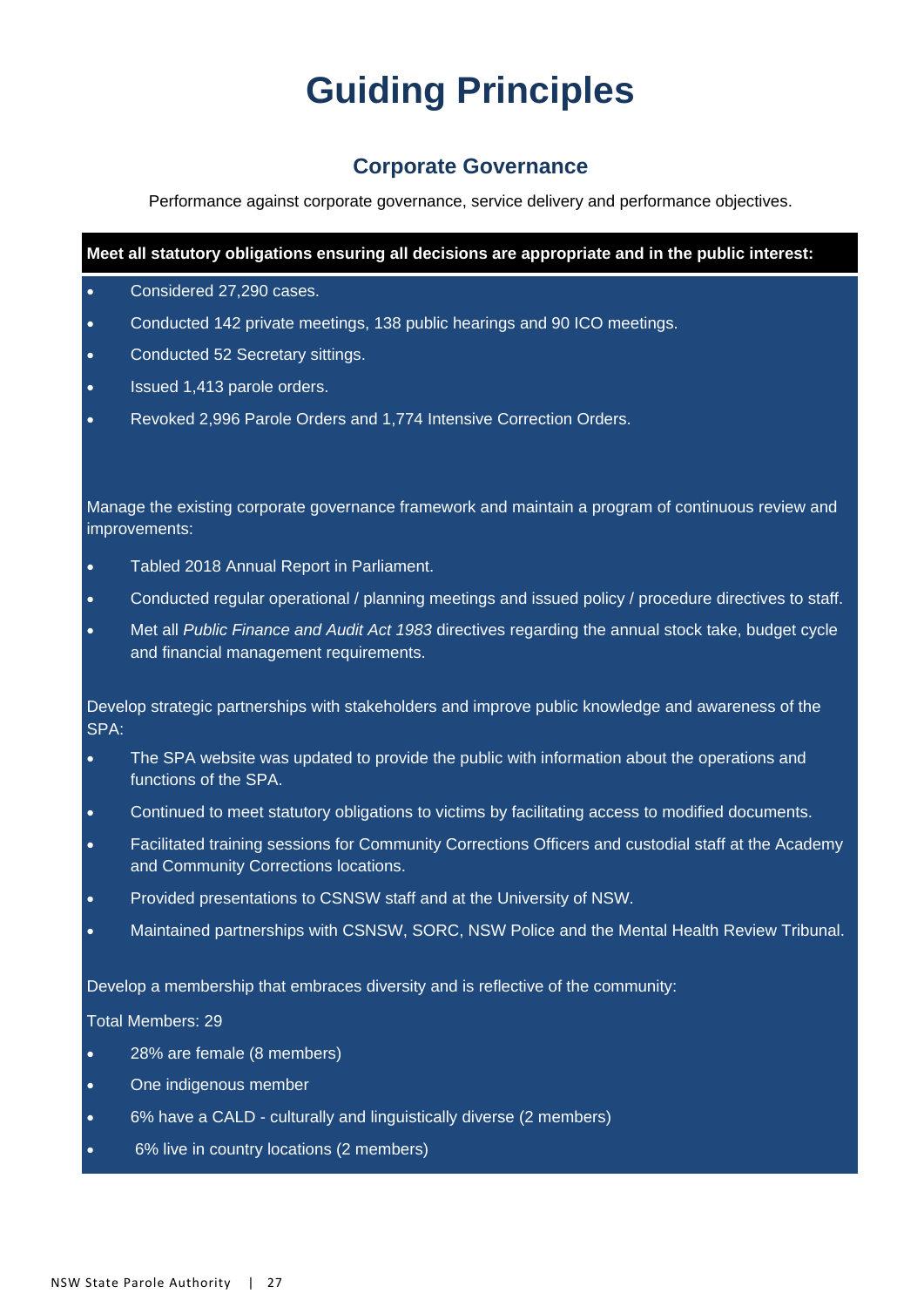# Guiding Principles

## Corporate Governance

Performance against corporate governance, service delivery and performance objectives.

**Meet all statutory obligations ensuring all decisions are appropriate and in the public interest:**

- Considered 27,290 cases.
- Conducted 142 private meetings, 138 public hearings and 90 ICO meetings.
- Conducted 52 Secretary sittings.
- Issued 1,413 parole orders.
- Revoked 2,996 Parole Orders and 1,774 Intensive Correction Orders.

Manage the existing corporate governance framework and maintain a program of continuous review and improvements:

- Tabled 2018 Annual Report in Parliament.
- Conducted regular operational / planning meetings and issued policy / procedure directives to staff.
- Met all *Public Finance and Audit Act 1983* directives regarding the annual stock take, budget cycle and financial management requirements.

Develop strategic partnerships with stakeholders and improve public knowledge and awareness of the SPA:

- The SPA website was updated to provide the public with information about the operations and functions of the SPA.
- Continued to meet statutory obligations to victims by facilitating access to modified documents.
- Facilitated training sessions for Community Corrections Officers and custodial staff at the Academy and Community Corrections locations.
- Provided presentations to CSNSW staff and at the University of NSW.
- Maintained partnerships with CSNSW, SORC, NSW Police and the Mental Health Review Tribunal.

Develop a membership that embraces diversity and is reflective of the community:

Total Members: 29

- 28% are female (8 members)
- One indigenous member
- 6% have a CALD - culturally and linguistically diverse (2 members)
- 6% live in country locations (2 members)